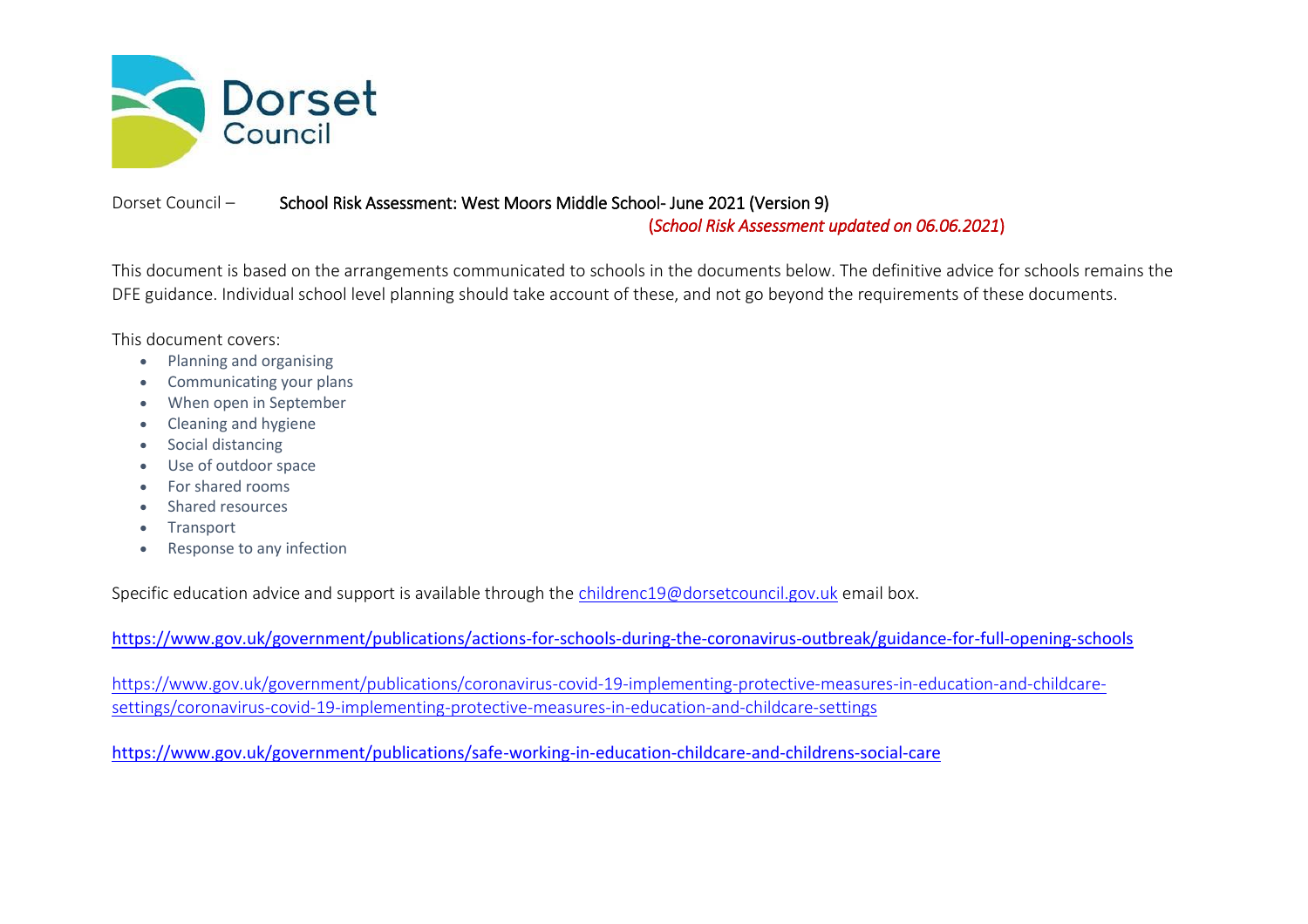Dorset Council

Dorset Council – **School Risk Assessment: West Moors Middle School- June 2021 (Version 9)**

(*School Risk Assessment updated on 06.06.2021*)

This document is based on the arrangements communicated to schools in the documents below. The definitive advice for schools remains the DFE guidance. Individual school level planning should take account of these, and not go beyond the requirements of these documents.

This document covers:

- Planning and organising
- Communicating your plans
- When open in September
- Cleaning and hygiene
- Social distancing
- Use of outdoor space
- For shared rooms
- Shared resources
- Transport
- Response to any infection

Specific education advice and support is available through the childrenc19@dorsetcouncil.gov.uk email box.

https://www.gov.uk/government/publications/actions-for-schools-during-the-coronavirus-outbreak/guidance-for-full-opening-schools

https://www.gov.uk/government/publications/coronavirus-covid-19-implementing-protective-measures-in-education-and-childcare-settings/coronavirus-covid-19-implementing-protective-measures-in-education-and-childcare-settings

https://www.gov.uk/government/publications/safe-working-in-education-childcare-and-childrens-social-care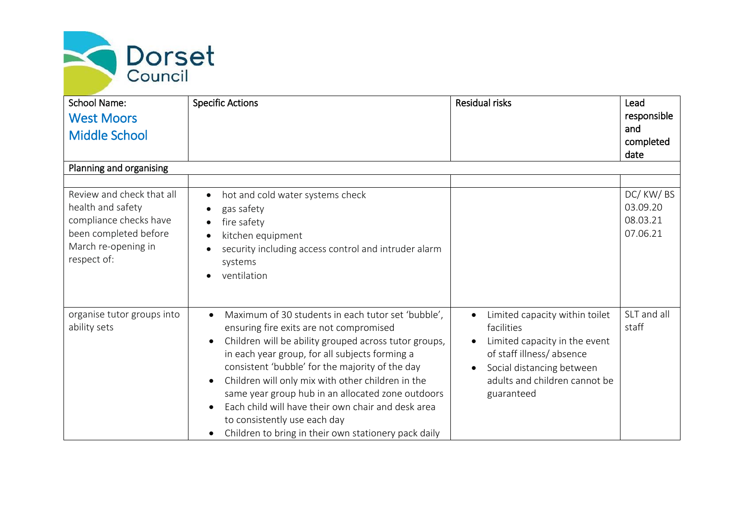| School Name: West Moors Middle School | Specific Actions | Residual risks | Lead responsible and completed date |
|---|---|---|---|
| **Planning and organising** | | | |
| | | | |
| Review and check that all health and safety compliance checks have been completed before March re-opening in respect of: | • hot and cold water systems check<br>• gas safety<br>• fire safety<br>• kitchen equipment<br>• security including access control and intruder alarm systems<br>• ventilation | | DC/ KW/ BS<br>03.09.20<br>08.03.21<br>07.06.21 |
| organise tutor groups into ability sets | • Maximum of 30 students in each tutor set 'bubble', ensuring fire exits are not compromised<br>• Children will be ability grouped across tutor groups, in each year group, for all subjects forming a consistent 'bubble' for the majority of the day<br>• Children will only mix with other children in the same year group hub in an allocated zone outdoors<br>• Each child will have their own chair and desk area to consistently use each day<br>• Children to bring in their own stationery pack daily | • Limited capacity within toilet facilities<br>• Limited capacity in the event of staff illness/ absence<br>• Social distancing between adults and children cannot be guaranteed | SLT and all staff |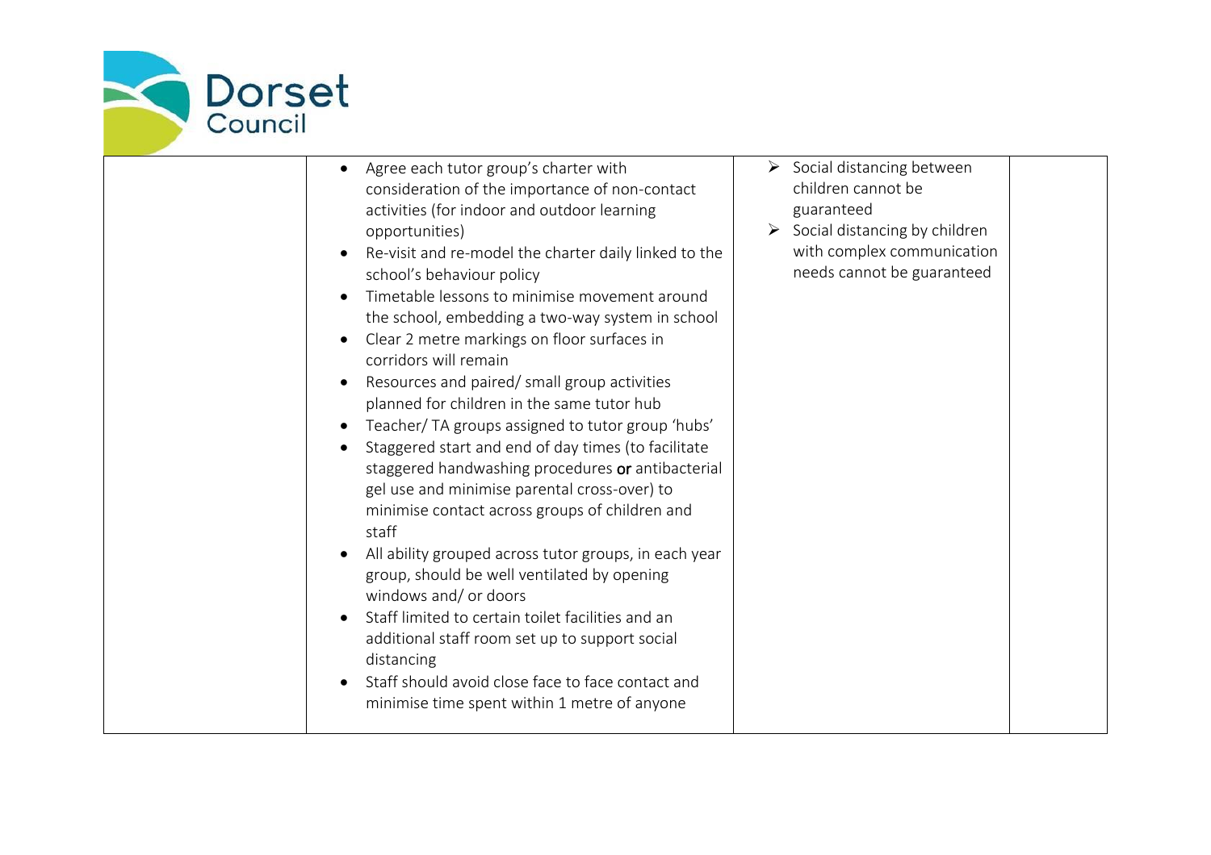| | | | |
|---|---|---|---|
| | • Agree each tutor group's charter with consideration of the importance of non-contact activities (for indoor and outdoor learning opportunities)<br>• Re-visit and re-model the charter daily linked to the school's behaviour policy<br>• Timetable lessons to minimise movement around the school, embedding a two-way system in school<br>• Clear 2 metre markings on floor surfaces in corridors will remain<br>• Resources and paired/ small group activities planned for children in the same tutor hub<br>• Teacher/ TA groups assigned to tutor group 'hubs'<br>• Staggered start and end of day times (to facilitate staggered handwashing procedures **or** antibacterial gel use and minimise parental cross-over) to minimise contact across groups of children and staff<br>• All ability grouped across tutor groups, in each year group, should be well ventilated by opening windows and/ or doors<br>• Staff limited to certain toilet facilities and an additional staff room set up to support social distancing<br>• Staff should avoid close face to face contact and minimise time spent within 1 metre of anyone | ➢ Social distancing between children cannot be guaranteed<br>➢ Social distancing by children with complex communication needs cannot be guaranteed | |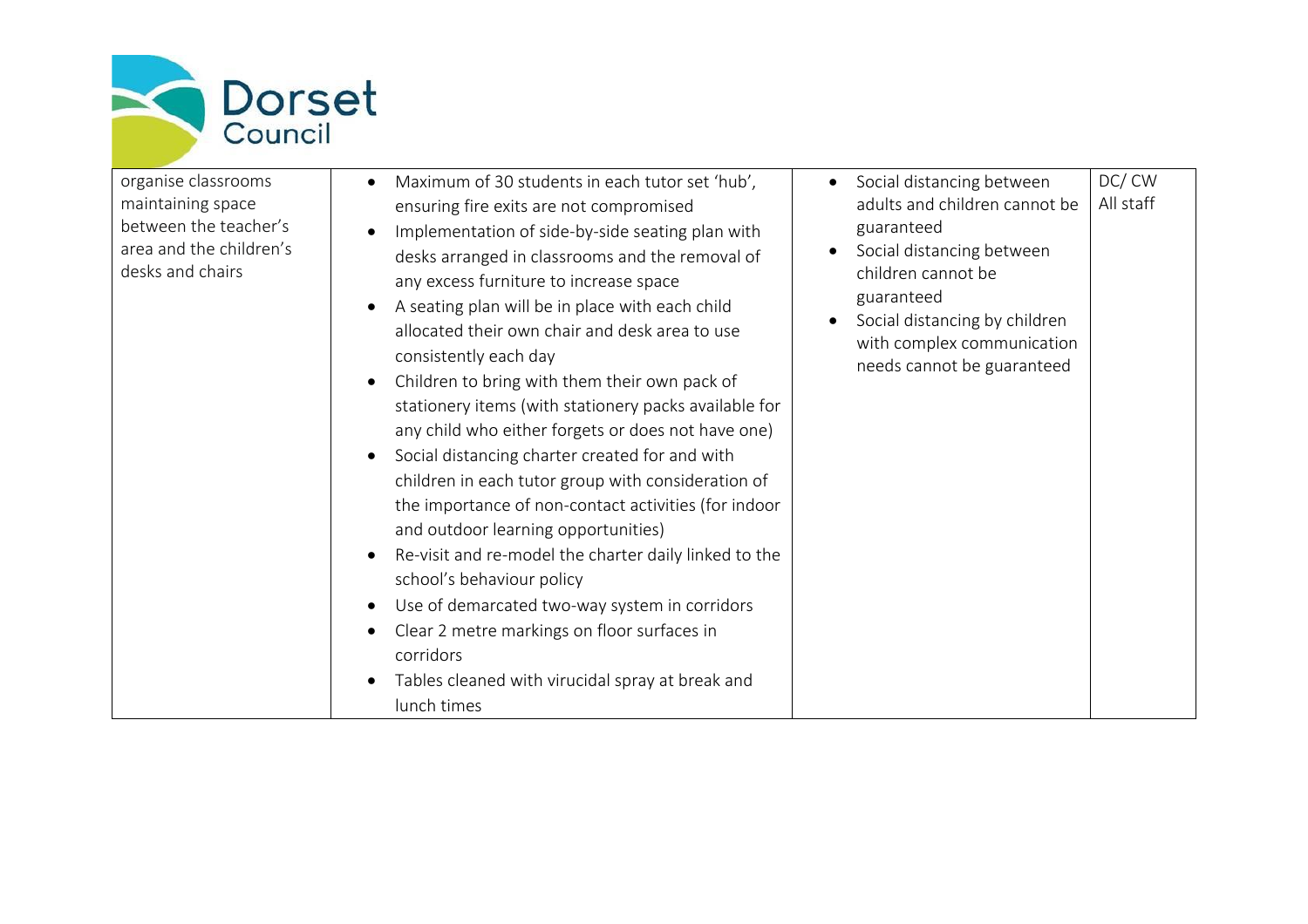| | | | |
|---|---|---|---|
| organise classrooms maintaining space between the teacher's area and the children's desks and chairs | • Maximum of 30 students in each tutor set 'hub', ensuring fire exits are not compromised<br>• Implementation of side-by-side seating plan with desks arranged in classrooms and the removal of any excess furniture to increase space<br>• A seating plan will be in place with each child allocated their own chair and desk area to use consistently each day<br>• Children to bring with them their own pack of stationery items (with stationery packs available for any child who either forgets or does not have one)<br>• Social distancing charter created for and with children in each tutor group with consideration of the importance of non-contact activities (for indoor and outdoor learning opportunities)<br>• Re-visit and re-model the charter daily linked to the school's behaviour policy<br>• Use of demarcated two-way system in corridors<br>• Clear 2 metre markings on floor surfaces in corridors<br>• Tables cleaned with virucidal spray at break and lunch times | • Social distancing between adults and children cannot be guaranteed<br>• Social distancing between children cannot be guaranteed<br>• Social distancing by children with complex communication needs cannot be guaranteed | DC/ CW<br>All staff |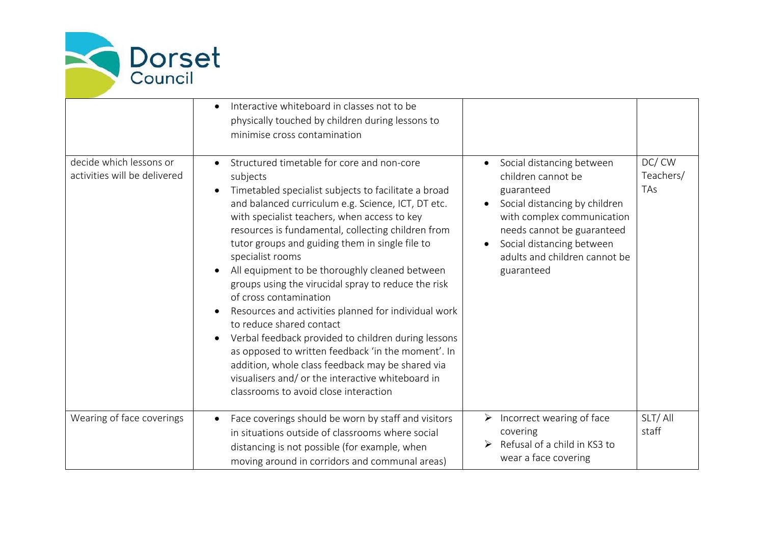| | | | |
|---|---|---|---|
| | • Interactive whiteboard in classes not to be physically touched by children during lessons to minimise cross contamination | | |
| decide which lessons or activities will be delivered | • Structured timetable for core and non-core subjects<br>• Timetabled specialist subjects to facilitate a broad and balanced curriculum e.g. Science, ICT, DT etc. with specialist teachers, when access to key resources is fundamental, collecting children from tutor groups and guiding them in single file to specialist rooms<br>• All equipment to be thoroughly cleaned between groups using the virucidal spray to reduce the risk of cross contamination<br>• Resources and activities planned for individual work to reduce shared contact<br>• Verbal feedback provided to children during lessons as opposed to written feedback 'in the moment'. In addition, whole class feedback may be shared via visualisers and/ or the interactive whiteboard in classrooms to avoid close interaction | • Social distancing between children cannot be guaranteed<br>• Social distancing by children with complex communication needs cannot be guaranteed<br>• Social distancing between adults and children cannot be guaranteed | DC/ CW Teachers/ TAs |
| Wearing of face coverings | • Face coverings should be worn by staff and visitors in situations outside of classrooms where social distancing is not possible (for example, when moving around in corridors and communal areas) | ➢ Incorrect wearing of face covering<br>➢ Refusal of a child in KS3 to wear a face covering | SLT/ All staff |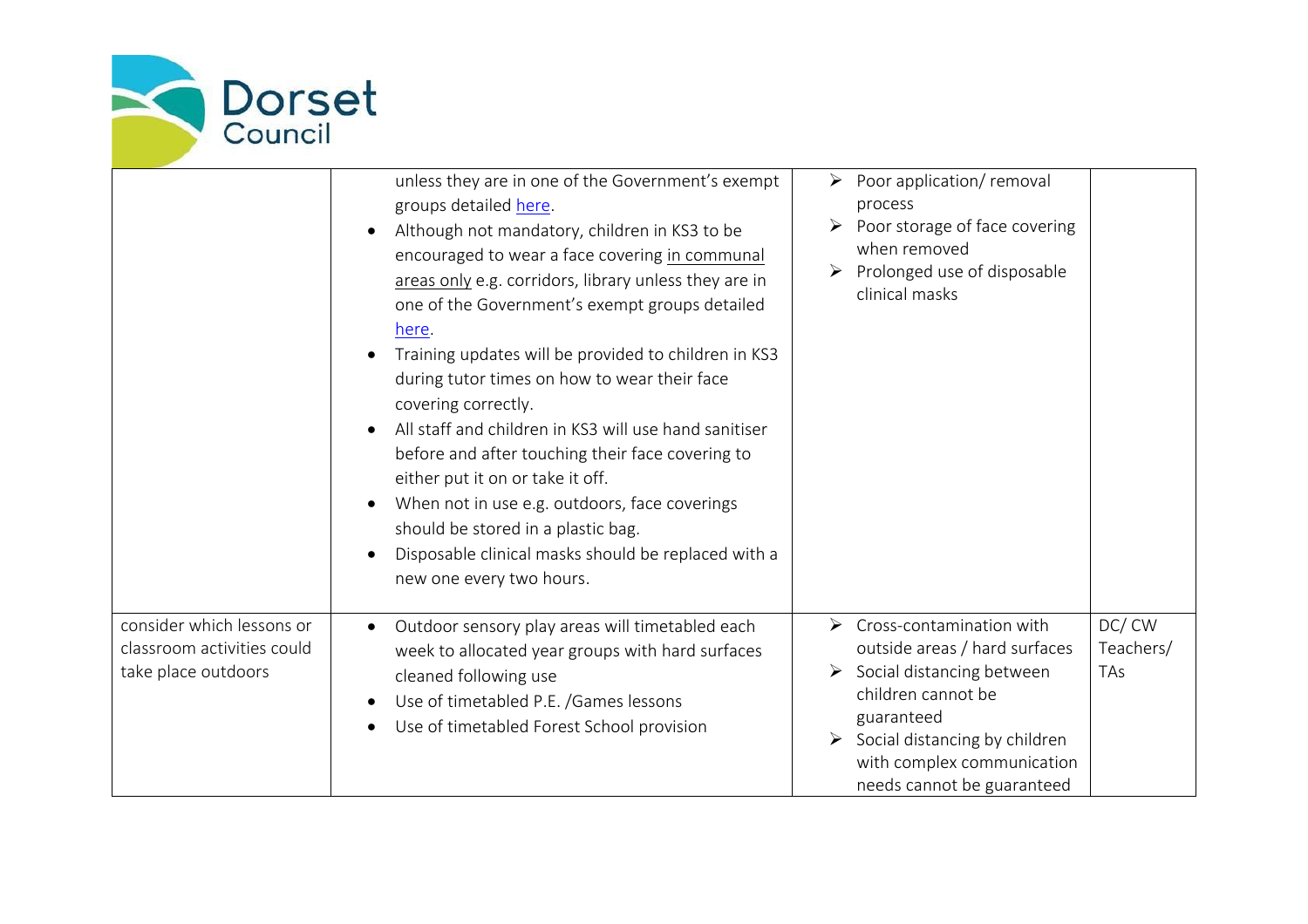| | | | |
|---|---|---|---|
| | unless they are in one of the Government's exempt groups detailed here.<br>• Although not mandatory, children in KS3 to be encouraged to wear a face covering in communal areas only e.g. corridors, library unless they are in one of the Government's exempt groups detailed here.<br>• Training updates will be provided to children in KS3 during tutor times on how to wear their face covering correctly.<br>• All staff and children in KS3 will use hand sanitiser before and after touching their face covering to either put it on or take it off.<br>• When not in use e.g. outdoors, face coverings should be stored in a plastic bag.<br>• Disposable clinical masks should be replaced with a new one every two hours. | ➢ Poor application/ removal process<br>➢ Poor storage of face covering when removed<br>➢ Prolonged use of disposable clinical masks | |
| consider which lessons or classroom activities could take place outdoors | • Outdoor sensory play areas will timetabled each week to allocated year groups with hard surfaces cleaned following use<br>• Use of timetabled P.E. /Games lessons<br>• Use of timetabled Forest School provision | ➢ Cross-contamination with outside areas / hard surfaces<br>➢ Social distancing between children cannot be guaranteed<br>➢ Social distancing by children with complex communication needs cannot be guaranteed | DC/ CW Teachers/ TAs |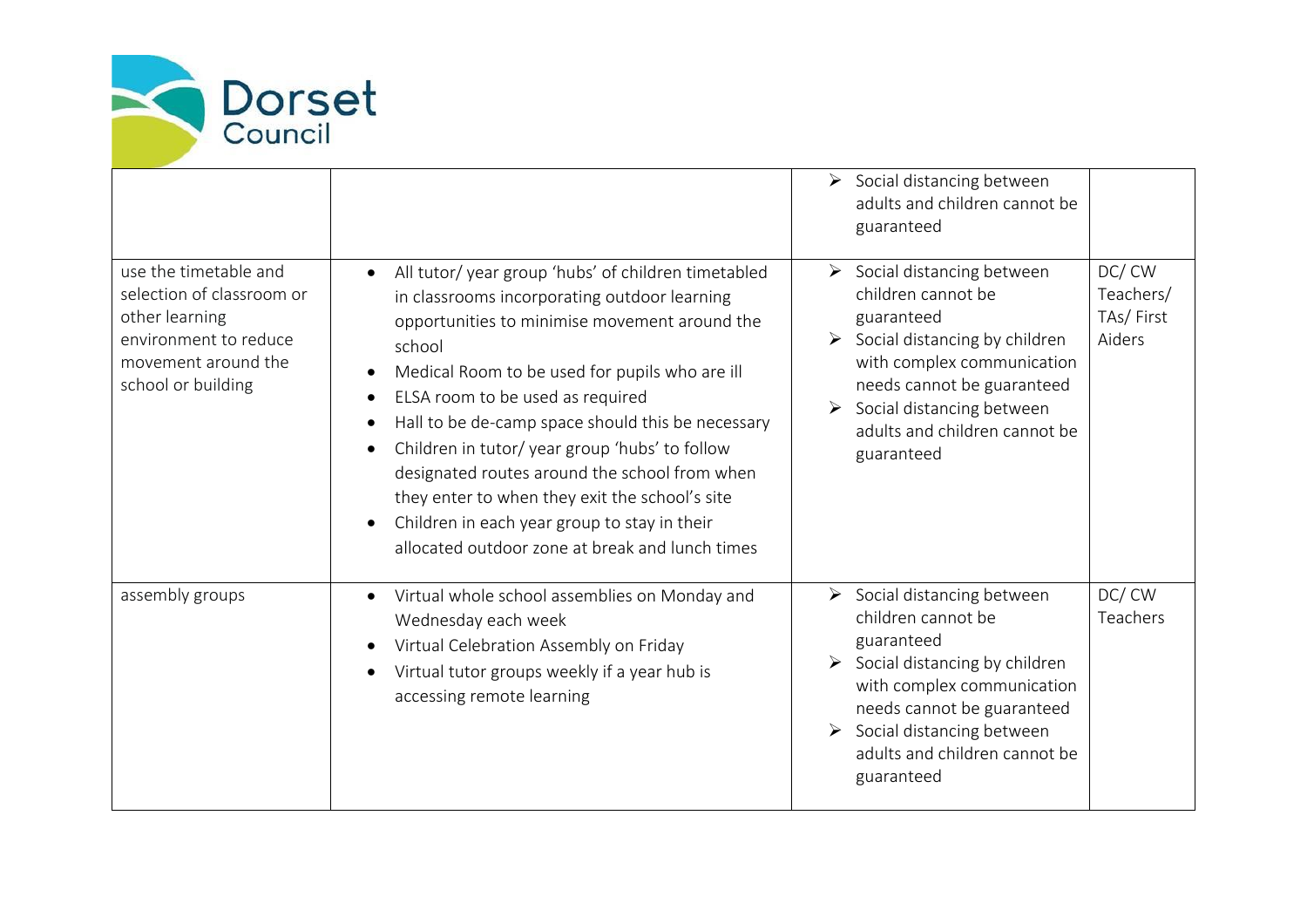| | | | |
|---|---|---|---|
| | | ➢ Social distancing between adults and children cannot be guaranteed | |
| use the timetable and selection of classroom or other learning environment to reduce movement around the school or building | • All tutor/ year group 'hubs' of children timetabled in classrooms incorporating outdoor learning opportunities to minimise movement around the school<br>• Medical Room to be used for pupils who are ill<br>• ELSA room to be used as required<br>• Hall to be de-camp space should this be necessary<br>• Children in tutor/ year group 'hubs' to follow designated routes around the school from when they enter to when they exit the school's site<br>• Children in each year group to stay in their allocated outdoor zone at break and lunch times | ➢ Social distancing between children cannot be guaranteed<br>➢ Social distancing by children with complex communication needs cannot be guaranteed<br>➢ Social distancing between adults and children cannot be guaranteed | DC/ CW Teachers/ TAs/ First Aiders |
| assembly groups | • Virtual whole school assemblies on Monday and Wednesday each week<br>• Virtual Celebration Assembly on Friday<br>• Virtual tutor groups weekly if a year hub is accessing remote learning | ➢ Social distancing between children cannot be guaranteed<br>➢ Social distancing by children with complex communication needs cannot be guaranteed<br>➢ Social distancing between adults and children cannot be guaranteed | DC/ CW Teachers |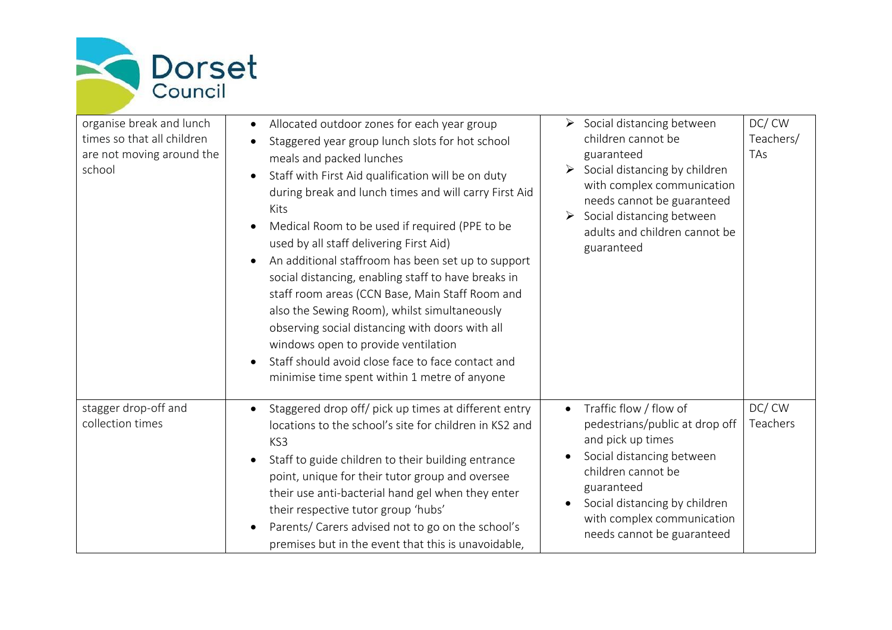| | | | |
|---|---|---|---|
| organise break and lunch times so that all children are not moving around the school | • Allocated outdoor zones for each year group<br>• Staggered year group lunch slots for hot school meals and packed lunches<br>• Staff with First Aid qualification will be on duty during break and lunch times and will carry First Aid Kits<br>• Medical Room to be used if required (PPE to be used by all staff delivering First Aid)<br>• An additional staffroom has been set up to support social distancing, enabling staff to have breaks in staff room areas (CCN Base, Main Staff Room and also the Sewing Room), whilst simultaneously observing social distancing with doors with all windows open to provide ventilation<br>• Staff should avoid close face to face contact and minimise time spent within 1 metre of anyone | ➢ Social distancing between children cannot be guaranteed<br>➢ Social distancing by children with complex communication needs cannot be guaranteed<br>➢ Social distancing between adults and children cannot be guaranteed | DC/ CW Teachers/ TAs |
| stagger drop-off and collection times | • Staggered drop off/ pick up times at different entry locations to the school's site for children in KS2 and KS3<br>• Staff to guide children to their building entrance point, unique for their tutor group and oversee their use anti-bacterial hand gel when they enter their respective tutor group 'hubs'<br>• Parents/ Carers advised not to go on the school's premises but in the event that this is unavoidable, | • Traffic flow / flow of pedestrians/public at drop off and pick up times<br>• Social distancing between children cannot be guaranteed<br>• Social distancing by children with complex communication needs cannot be guaranteed | DC/ CW Teachers |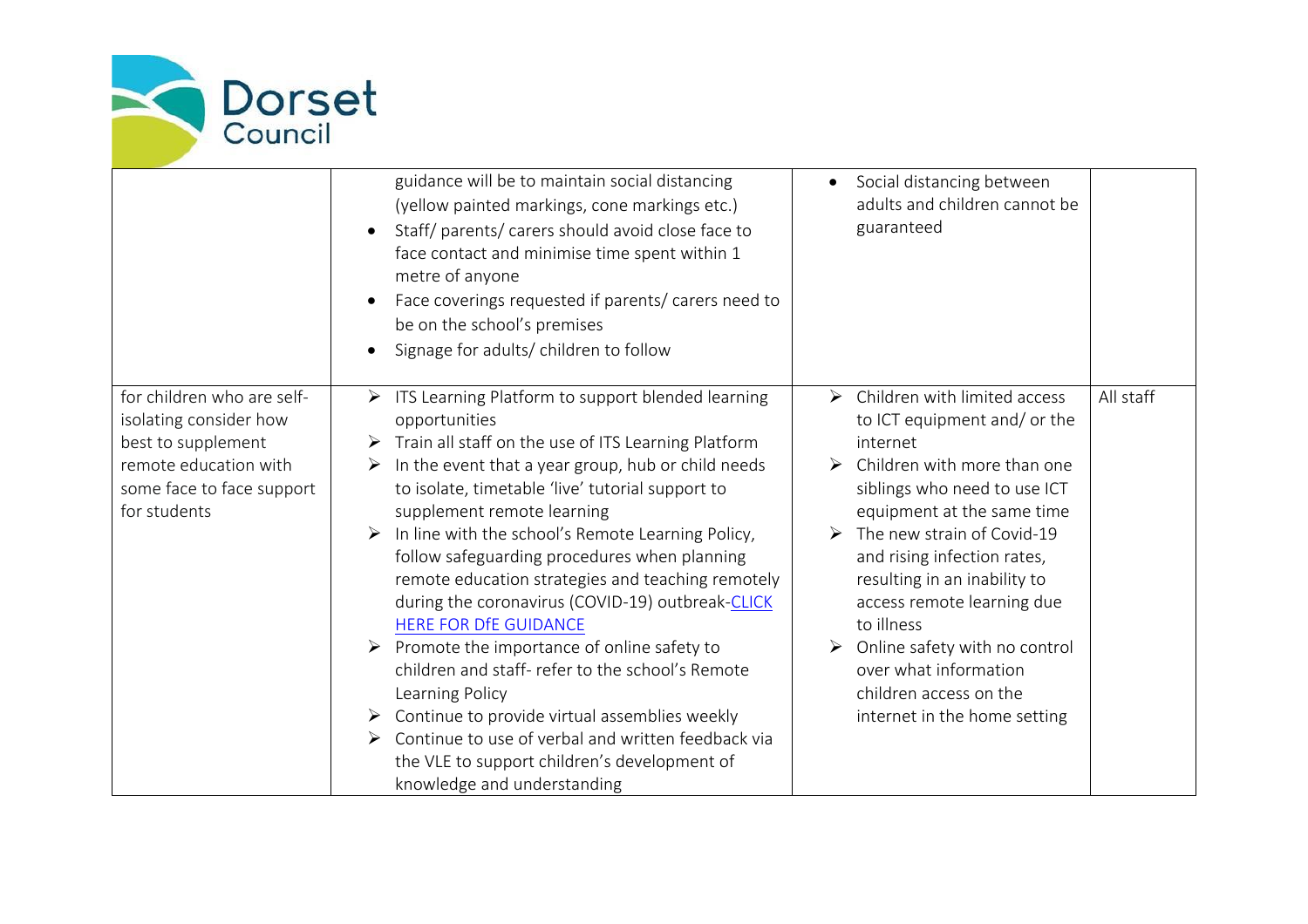| | | | |
|---|---|---|---|
| | guidance will be to maintain social distancing (yellow painted markings, cone markings etc.)<br>• Staff/ parents/ carers should avoid close face to face contact and minimise time spent within 1 metre of anyone<br>• Face coverings requested if parents/ carers need to be on the school's premises<br>• Signage for adults/ children to follow | • Social distancing between adults and children cannot be guaranteed | |
| for children who are self-isolating consider how best to supplement remote education with some face to face support for students | ➢ ITS Learning Platform to support blended learning opportunities<br>➢ Train all staff on the use of ITS Learning Platform<br>➢ In the event that a year group, hub or child needs to isolate, timetable 'live' tutorial support to supplement remote learning<br>➢ In line with the school's Remote Learning Policy, follow safeguarding procedures when planning remote education strategies and teaching remotely during the coronavirus (COVID-19) outbreak-[CLICK HERE FOR DfE GUIDANCE]<br>➢ Promote the importance of online safety to children and staff- refer to the school's Remote Learning Policy<br>➢ Continue to provide virtual assemblies weekly<br>➢ Continue to use of verbal and written feedback via the VLE to support children's development of knowledge and understanding | ➢ Children with limited access to ICT equipment and/ or the internet<br>➢ Children with more than one siblings who need to use ICT equipment at the same time<br>➢ The new strain of Covid-19 and rising infection rates, resulting in an inability to access remote learning due to illness<br>➢ Online safety with no control over what information children access on the internet in the home setting | All staff |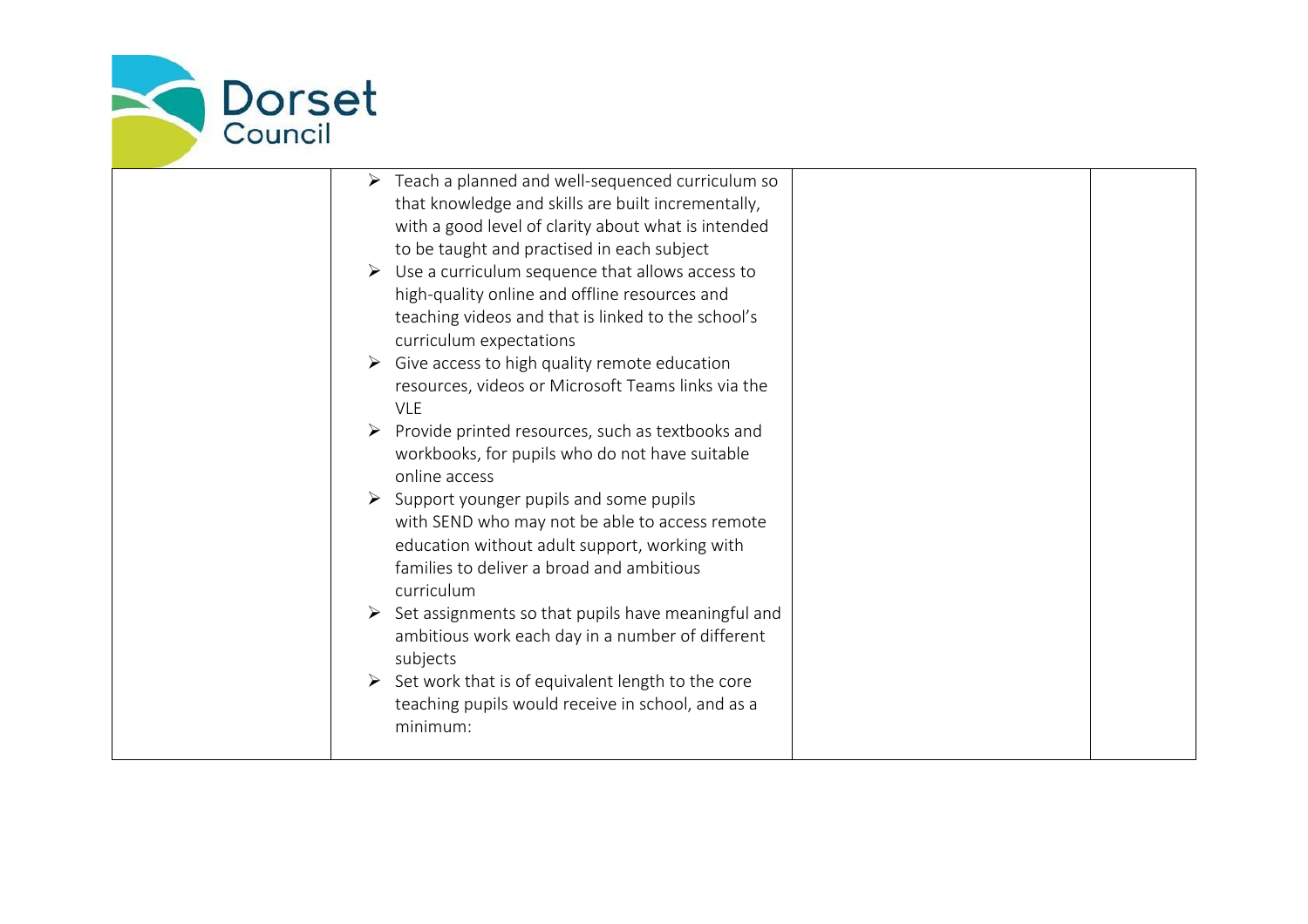|  | <ul><li>Teach a planned and well-sequenced curriculum so that knowledge and skills are built incrementally, with a good level of clarity about what is intended to be taught and practised in each subject</li><li>Use a curriculum sequence that allows access to high-quality online and offline resources and teaching videos and that is linked to the school's curriculum expectations</li><li>Give access to high quality remote education resources, videos or Microsoft Teams links via the VLE</li><li>Provide printed resources, such as textbooks and workbooks, for pupils who do not have suitable online access</li><li>Support younger pupils and some pupils with SEND who may not be able to access remote education without adult support, working with families to deliver a broad and ambitious curriculum</li><li>Set assignments so that pupils have meaningful and ambitious work each day in a number of different subjects</li><li>Set work that is of equivalent length to the core teaching pupils would receive in school, and as a minimum:</li></ul> |  |  |
|---|---|---|---|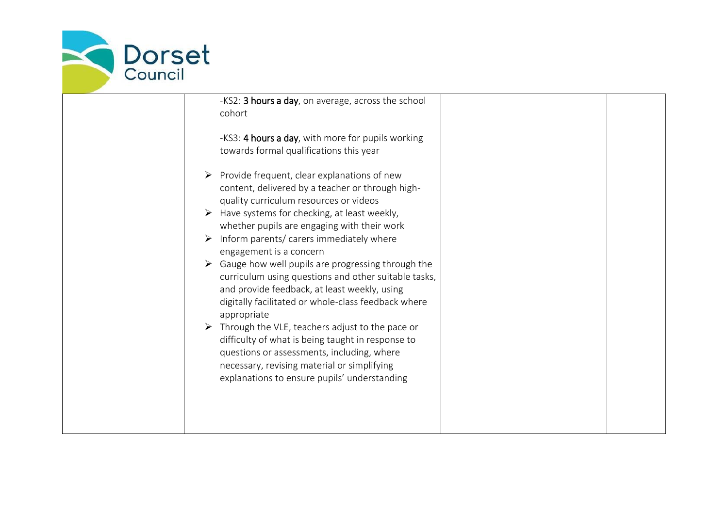| | | | |
|---|---|---|---|
| | -KS2: **3 hours a day**, on average, across the school cohort<br><br>-KS3: **4 hours a day**, with more for pupils working towards formal qualifications this year<br><br>➢ Provide frequent, clear explanations of new content, delivered by a teacher or through high-quality curriculum resources or videos<br>➢ Have systems for checking, at least weekly, whether pupils are engaging with their work<br>➢ Inform parents/ carers immediately where engagement is a concern<br>➢ Gauge how well pupils are progressing through the curriculum using questions and other suitable tasks, and provide feedback, at least weekly, using digitally facilitated or whole-class feedback where appropriate<br>➢ Through the VLE, teachers adjust to the pace or difficulty of what is being taught in response to questions or assessments, including, where necessary, revising material or simplifying explanations to ensure pupils' understanding | | |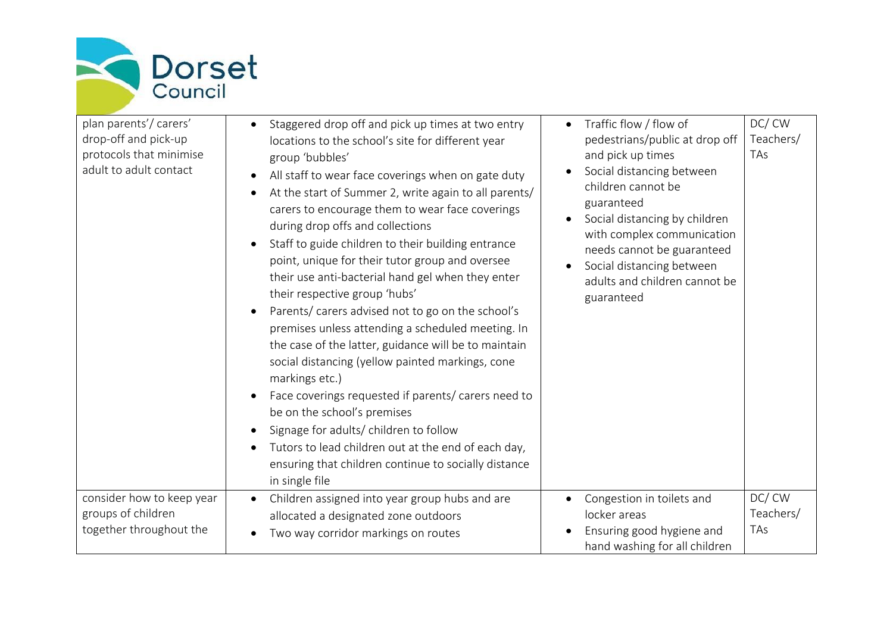| | | | |
|---|---|---|---|
| plan parents'/ carers' drop-off and pick-up protocols that minimise adult to adult contact | • Staggered drop off and pick up times at two entry locations to the school's site for different year group 'bubbles'<br>• All staff to wear face coverings when on gate duty<br>• At the start of Summer 2, write again to all parents/ carers to encourage them to wear face coverings during drop offs and collections<br>• Staff to guide children to their building entrance point, unique for their tutor group and oversee their use anti-bacterial hand gel when they enter their respective group 'hubs'<br>• Parents/ carers advised not to go on the school's premises unless attending a scheduled meeting. In the case of the latter, guidance will be to maintain social distancing (yellow painted markings, cone markings etc.)<br>• Face coverings requested if parents/ carers need to be on the school's premises<br>• Signage for adults/ children to follow<br>• Tutors to lead children out at the end of each day, ensuring that children continue to socially distance in single file | • Traffic flow / flow of pedestrians/public at drop off and pick up times<br>• Social distancing between children cannot be guaranteed<br>• Social distancing by children with complex communication needs cannot be guaranteed<br>• Social distancing between adults and children cannot be guaranteed | DC/ CW Teachers/ TAs |
| consider how to keep year groups of children together throughout the | • Children assigned into year group hubs and are allocated a designated zone outdoors<br>• Two way corridor markings on routes | • Congestion in toilets and locker areas<br>• Ensuring good hygiene and hand washing for all children | DC/ CW Teachers/ TAs |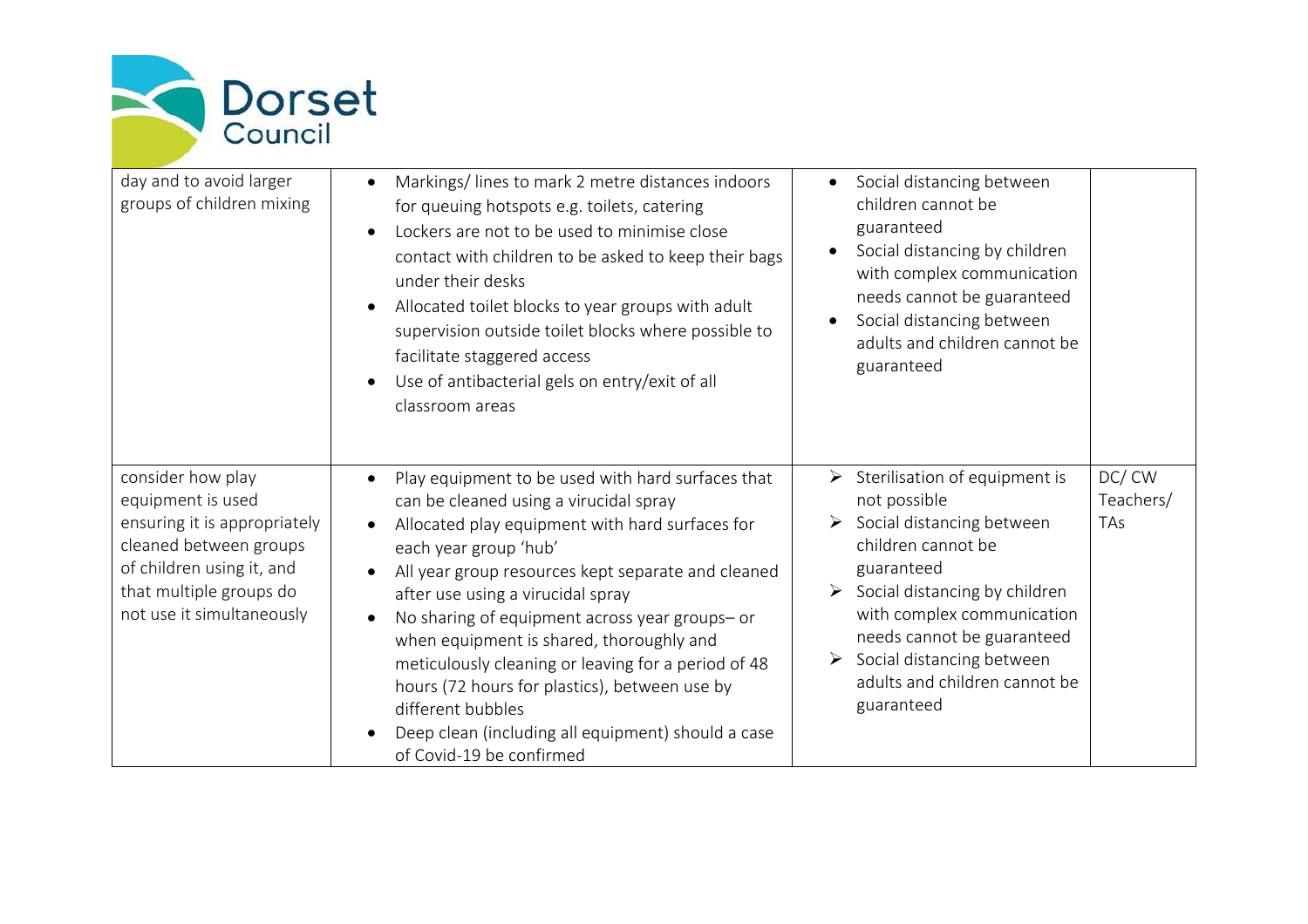| | | | |
|---|---|---|---|
| day and to avoid larger groups of children mixing | • Markings/ lines to mark 2 metre distances indoors for queuing hotspots e.g. toilets, catering<br>• Lockers are not to be used to minimise close contact with children to be asked to keep their bags under their desks<br>• Allocated toilet blocks to year groups with adult supervision outside toilet blocks where possible to facilitate staggered access<br>• Use of antibacterial gels on entry/exit of all classroom areas | • Social distancing between children cannot be guaranteed<br>• Social distancing by children with complex communication needs cannot be guaranteed<br>• Social distancing between adults and children cannot be guaranteed | |
| consider how play equipment is used ensuring it is appropriately cleaned between groups of children using it, and that multiple groups do not use it simultaneously | • Play equipment to be used with hard surfaces that can be cleaned using a virucidal spray<br>• Allocated play equipment with hard surfaces for each year group 'hub'<br>• All year group resources kept separate and cleaned after use using a virucidal spray<br>• No sharing of equipment across year groups– or when equipment is shared, thoroughly and meticulously cleaning or leaving for a period of 48 hours (72 hours for plastics), between use by different bubbles<br>• Deep clean (including all equipment) should a case of Covid-19 be confirmed | ➢ Sterilisation of equipment is not possible<br>➢ Social distancing between children cannot be guaranteed<br>➢ Social distancing by children with complex communication needs cannot be guaranteed<br>➢ Social distancing between adults and children cannot be guaranteed | DC/ CW Teachers/ TAs |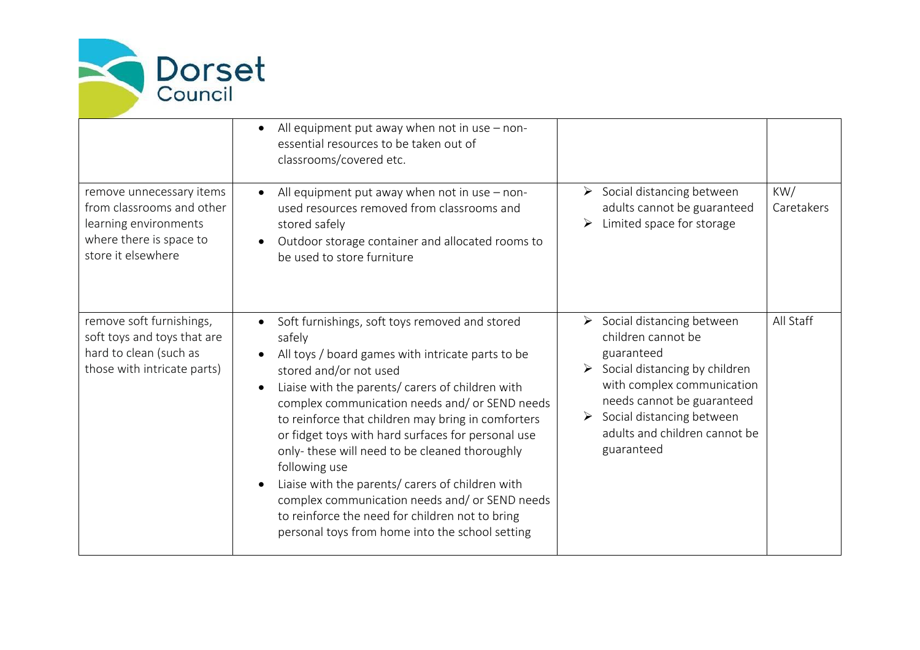| | | | |
|---|---|---|---|
| | • All equipment put away when not in use – non-essential resources to be taken out of classrooms/covered etc. | | |
| remove unnecessary items from classrooms and other learning environments where there is space to store it elsewhere | • All equipment put away when not in use – non-used resources removed from classrooms and stored safely<br>• Outdoor storage container and allocated rooms to be used to store furniture | ➢ Social distancing between adults cannot be guaranteed<br>➢ Limited space for storage | KW/ Caretakers |
| remove soft furnishings, soft toys and toys that are hard to clean (such as those with intricate parts) | • Soft furnishings, soft toys removed and stored safely<br>• All toys / board games with intricate parts to be stored and/or not used<br>• Liaise with the parents/ carers of children with complex communication needs and/ or SEND needs to reinforce that children may bring in comforters or fidget toys with hard surfaces for personal use only- these will need to be cleaned thoroughly following use<br>• Liaise with the parents/ carers of children with complex communication needs and/ or SEND needs to reinforce the need for children not to bring personal toys from home into the school setting | ➢ Social distancing between children cannot be guaranteed<br>➢ Social distancing by children with complex communication needs cannot be guaranteed<br>➢ Social distancing between adults and children cannot be guaranteed | All Staff |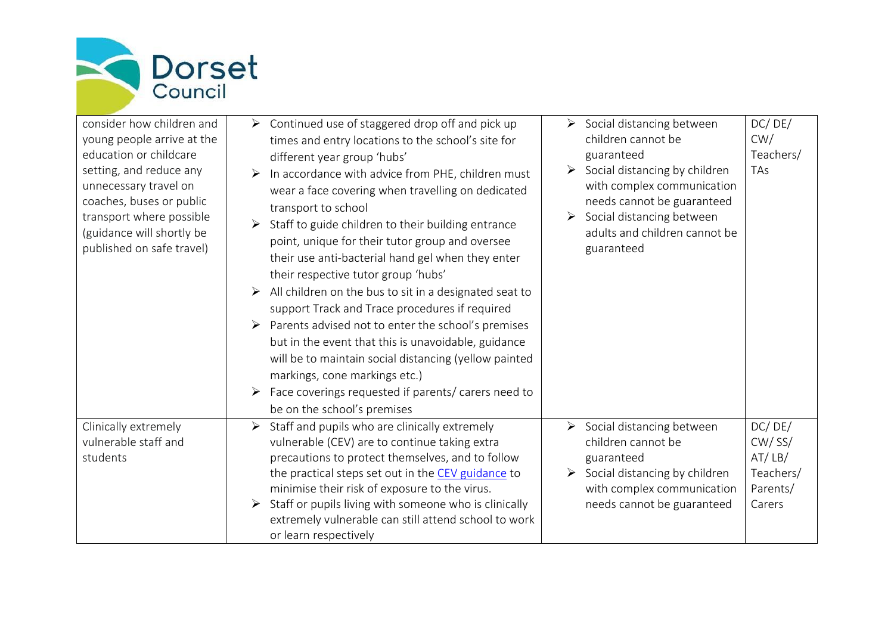| | | | |
|---|---|---|---|
| consider how children and young people arrive at the education or childcare setting, and reduce any unnecessary travel on coaches, buses or public transport where possible (guidance will shortly be published on safe travel) | ➢ Continued use of staggered drop off and pick up times and entry locations to the school's site for different year group 'hubs'<br>➢ In accordance with advice from PHE, children must wear a face covering when travelling on dedicated transport to school<br>➢ Staff to guide children to their building entrance point, unique for their tutor group and oversee their use anti-bacterial hand gel when they enter their respective tutor group 'hubs'<br>➢ All children on the bus to sit in a designated seat to support Track and Trace procedures if required<br>➢ Parents advised not to enter the school's premises but in the event that this is unavoidable, guidance will be to maintain social distancing (yellow painted markings, cone markings etc.)<br>➢ Face coverings requested if parents/ carers need to be on the school's premises | ➢ Social distancing between children cannot be guaranteed<br>➢ Social distancing by children with complex communication needs cannot be guaranteed<br>➢ Social distancing between adults and children cannot be guaranteed | DC/ DE/ CW/ Teachers/ TAs |
| Clinically extremely vulnerable staff and students | ➢ Staff and pupils who are clinically extremely vulnerable (CEV) are to continue taking extra precautions to protect themselves, and to follow the practical steps set out in the [CEV guidance]() to minimise their risk of exposure to the virus.<br>➢ Staff or pupils living with someone who is clinically extremely vulnerable can still attend school to work or learn respectively | ➢ Social distancing between children cannot be guaranteed<br>➢ Social distancing by children with complex communication needs cannot be guaranteed | DC/ DE/ CW/ SS/ AT/ LB/ Teachers/ Parents/ Carers |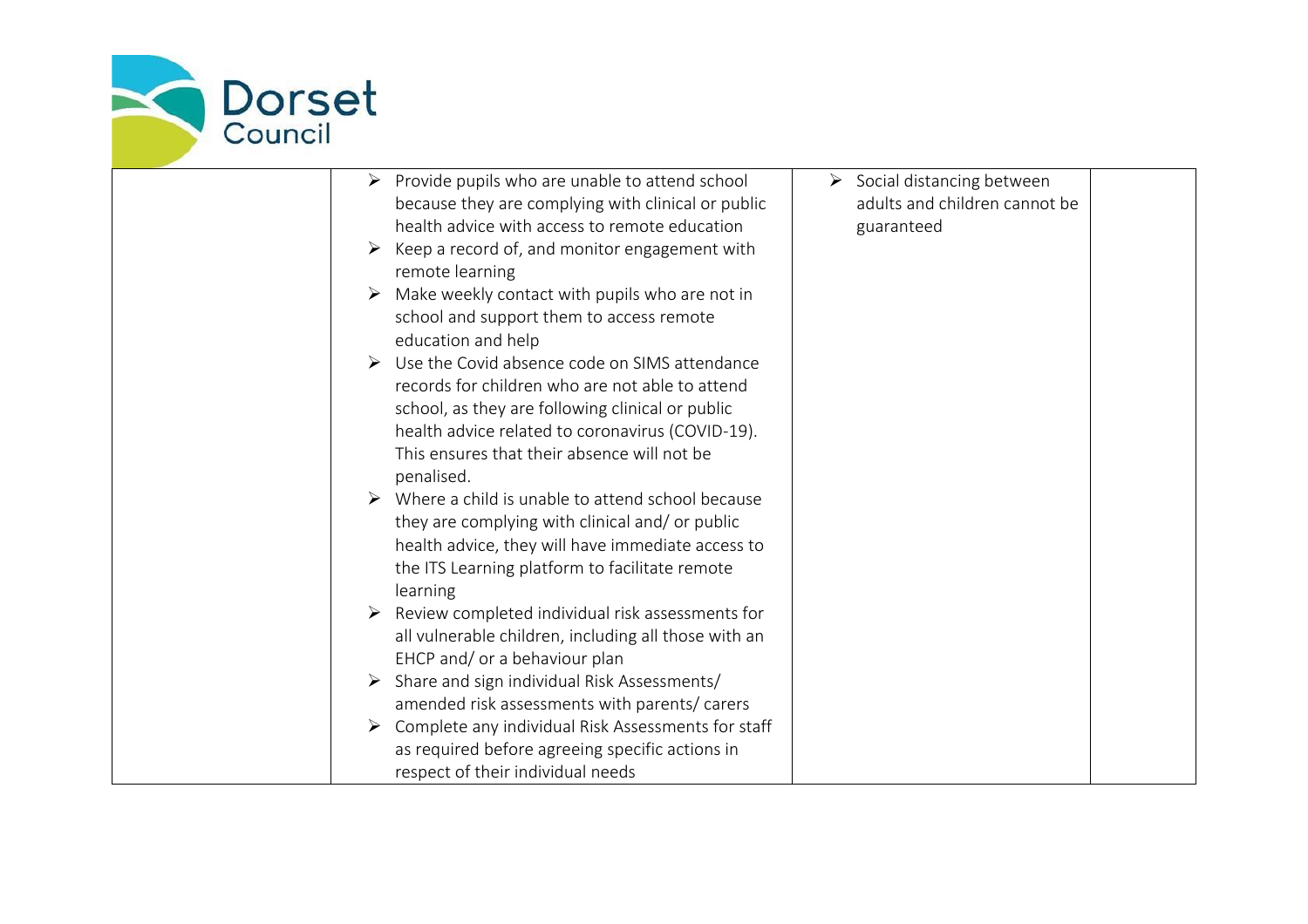| | | | |
|---|---|---|---|
| | ➢ Provide pupils who are unable to attend school because they are complying with clinical or public health advice with access to remote education<br>➢ Keep a record of, and monitor engagement with remote learning<br>➢ Make weekly contact with pupils who are not in school and support them to access remote education and help<br>➢ Use the Covid absence code on SIMS attendance records for children who are not able to attend school, as they are following clinical or public health advice related to coronavirus (COVID-19). This ensures that their absence will not be penalised.<br>➢ Where a child is unable to attend school because they are complying with clinical and/ or public health advice, they will have immediate access to the ITS Learning platform to facilitate remote learning<br>➢ Review completed individual risk assessments for all vulnerable children, including all those with an EHCP and/ or a behaviour plan<br>➢ Share and sign individual Risk Assessments/ amended risk assessments with parents/ carers<br>➢ Complete any individual Risk Assessments for staff as required before agreeing specific actions in respect of their individual needs | ➢ Social distancing between adults and children cannot be guaranteed | |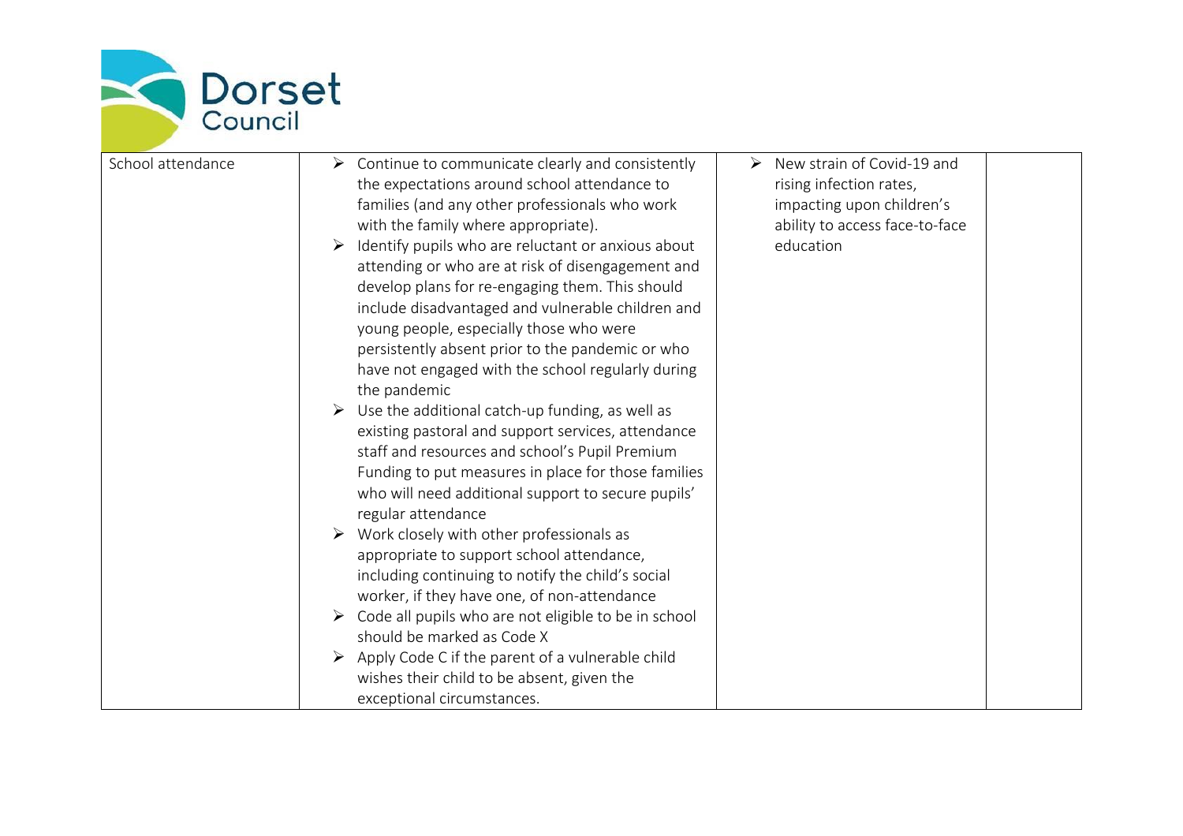| School attendance | <ul><li>Continue to communicate clearly and consistently the expectations around school attendance to families (and any other professionals who work with the family where appropriate).</li><li>Identify pupils who are reluctant or anxious about attending or who are at risk of disengagement and develop plans for re-engaging them. This should include disadvantaged and vulnerable children and young people, especially those who were persistently absent prior to the pandemic or who have not engaged with the school regularly during the pandemic</li><li>Use the additional catch-up funding, as well as existing pastoral and support services, attendance staff and resources and school's Pupil Premium Funding to put measures in place for those families who will need additional support to secure pupils' regular attendance</li><li>Work closely with other professionals as appropriate to support school attendance, including continuing to notify the child's social worker, if they have one, of non-attendance</li><li>Code all pupils who are not eligible to be in school should be marked as Code X</li><li>Apply Code C if the parent of a vulnerable child wishes their child to be absent, given the exceptional circumstances.</li></ul> | <ul><li>New strain of Covid-19 and rising infection rates, impacting upon children's ability to access face-to-face education</li></ul> | |
|---|---|---|---|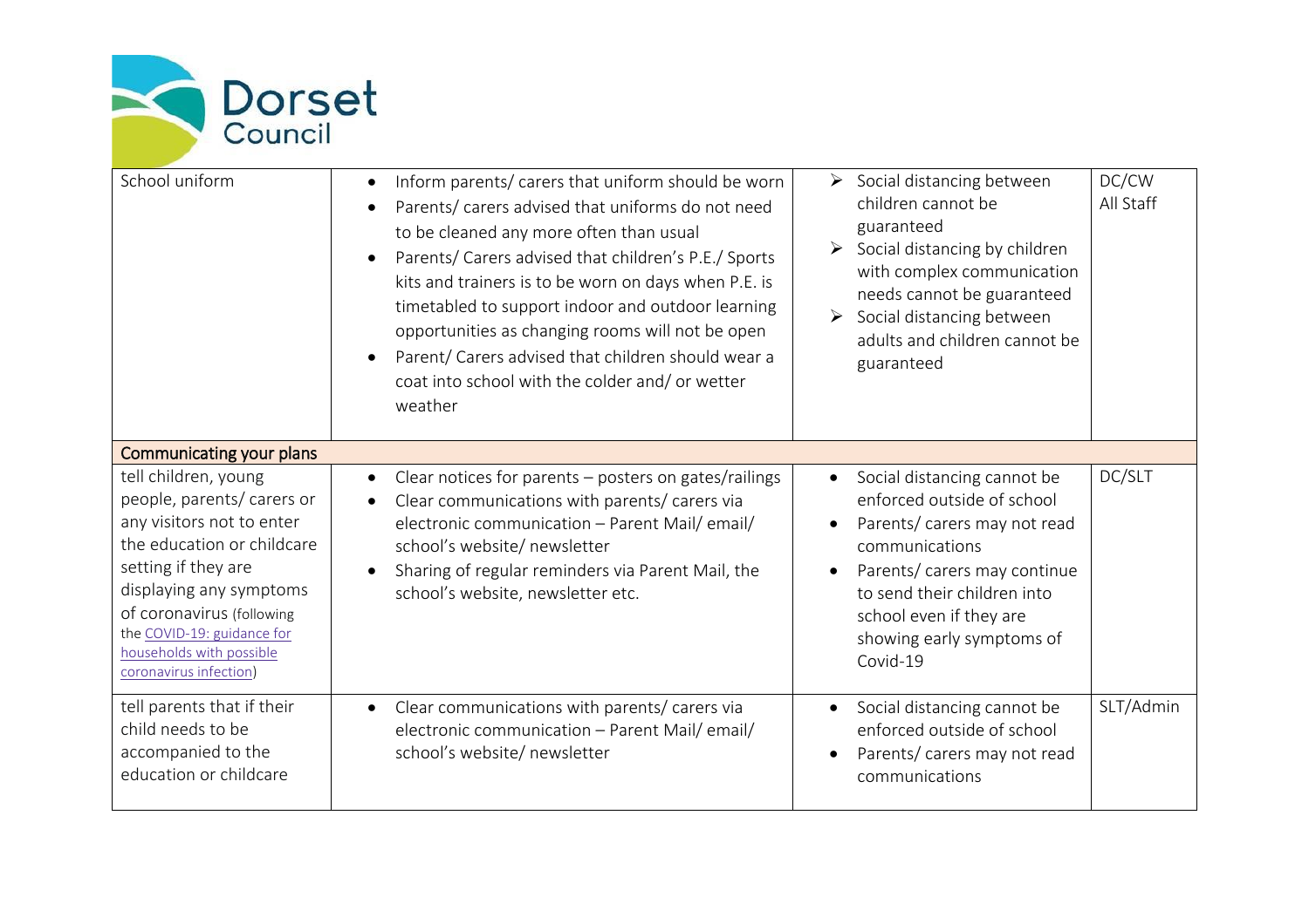| | | | |
|---|---|---|---|
| School uniform | • Inform parents/ carers that uniform should be worn<br>• Parents/ carers advised that uniforms do not need to be cleaned any more often than usual<br>• Parents/ Carers advised that children's P.E./ Sports kits and trainers is to be worn on days when P.E. is timetabled to support indoor and outdoor learning opportunities as changing rooms will not be open<br>• Parent/ Carers advised that children should wear a coat into school with the colder and/ or wetter weather | ➢ Social distancing between children cannot be guaranteed<br>➢ Social distancing by children with complex communication needs cannot be guaranteed<br>➢ Social distancing between adults and children cannot be guaranteed | DC/CW<br>All Staff |
| **Communicating your plans** | | | |
| tell children, young people, parents/ carers or any visitors not to enter the education or childcare setting if they are displaying any symptoms of coronavirus (following the [COVID-19: guidance for households with possible coronavirus infection](#)) | • Clear notices for parents – posters on gates/railings<br>• Clear communications with parents/ carers via electronic communication – Parent Mail/ email/ school's website/ newsletter<br>• Sharing of regular reminders via Parent Mail, the school's website, newsletter etc. | • Social distancing cannot be enforced outside of school<br>• Parents/ carers may not read communications<br>• Parents/ carers may continue to send their children into school even if they are showing early symptoms of Covid-19 | DC/SLT |
| tell parents that if their child needs to be accompanied to the education or childcare | • Clear communications with parents/ carers via electronic communication – Parent Mail/ email/ school's website/ newsletter | • Social distancing cannot be enforced outside of school<br>• Parents/ carers may not read communications | SLT/Admin |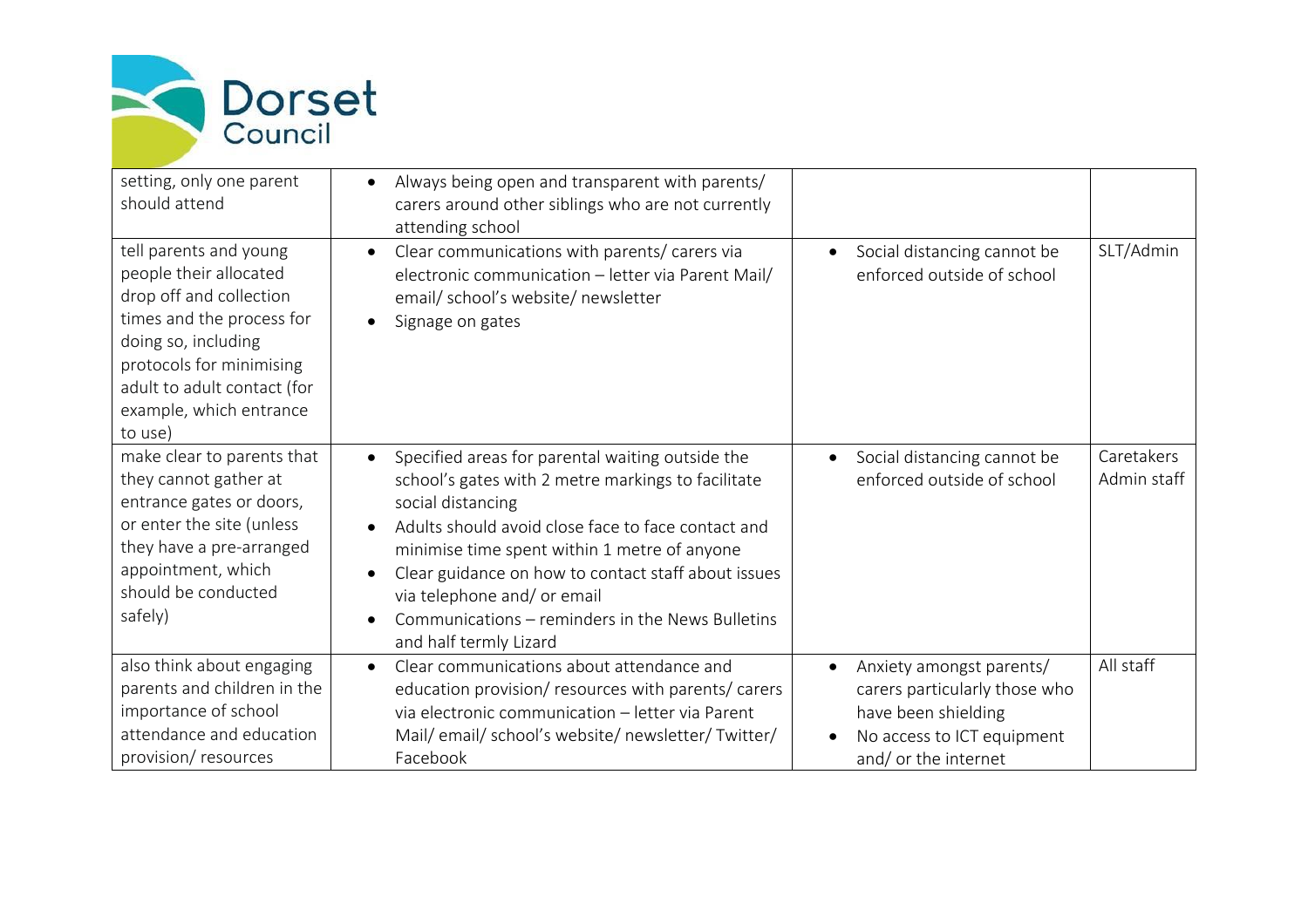| | | | |
|---|---|---|---|
| setting, only one parent should attend | • Always being open and transparent with parents/ carers around other siblings who are not currently attending school | | |
| tell parents and young people their allocated drop off and collection times and the process for doing so, including protocols for minimising adult to adult contact (for example, which entrance to use) | • Clear communications with parents/ carers via electronic communication – letter via Parent Mail/ email/ school's website/ newsletter<br>• Signage on gates | • Social distancing cannot be enforced outside of school | SLT/Admin |
| make clear to parents that they cannot gather at entrance gates or doors, or enter the site (unless they have a pre-arranged appointment, which should be conducted safely) | • Specified areas for parental waiting outside the school's gates with 2 metre markings to facilitate social distancing<br>• Adults should avoid close face to face contact and minimise time spent within 1 metre of anyone<br>• Clear guidance on how to contact staff about issues via telephone and/ or email<br>• Communications – reminders in the News Bulletins and half termly Lizard | • Social distancing cannot be enforced outside of school | Caretakers Admin staff |
| also think about engaging parents and children in the importance of school attendance and education provision/ resources | • Clear communications about attendance and education provision/ resources with parents/ carers via electronic communication – letter via Parent Mail/ email/ school's website/ newsletter/ Twitter/ Facebook | • Anxiety amongst parents/ carers particularly those who have been shielding<br>• No access to ICT equipment and/ or the internet | All staff |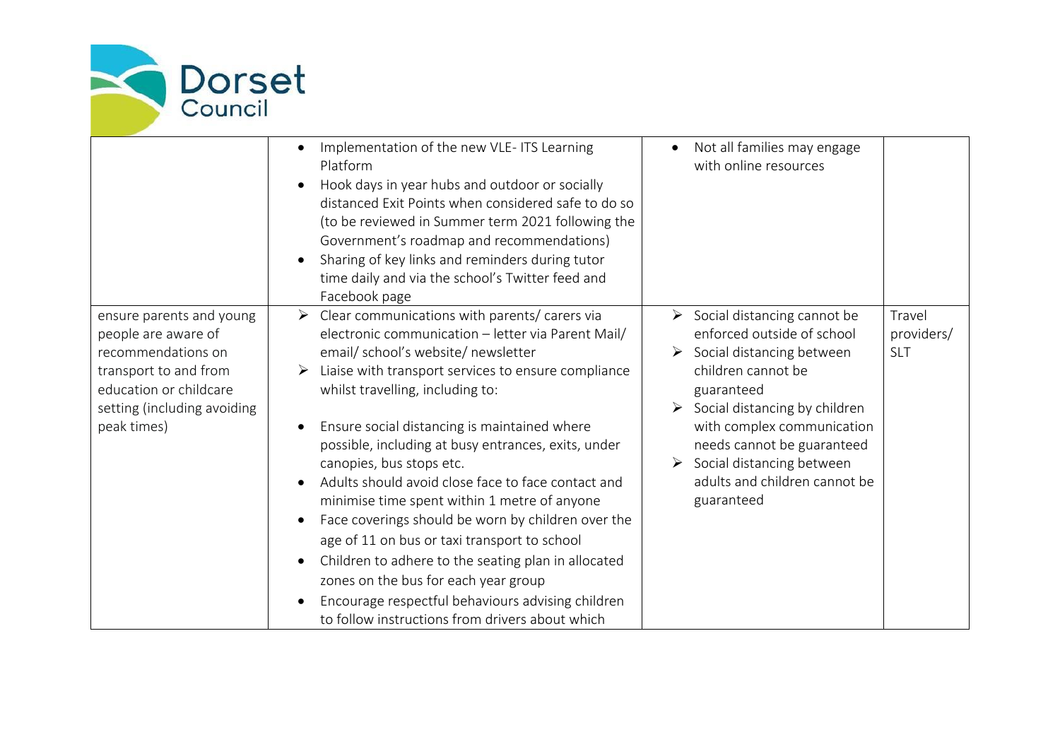| | | | |
|---|---|---|---|
| | • Implementation of the new VLE- ITS Learning Platform<br>• Hook days in year hubs and outdoor or socially distanced Exit Points when considered safe to do so (to be reviewed in Summer term 2021 following the Government's roadmap and recommendations)<br>• Sharing of key links and reminders during tutor time daily and via the school's Twitter feed and Facebook page | • Not all families may engage with online resources | |
| ensure parents and young people are aware of recommendations on transport to and from education or childcare setting (including avoiding peak times) | ➢ Clear communications with parents/ carers via electronic communication – letter via Parent Mail/ email/ school's website/ newsletter<br>➢ Liaise with transport services to ensure compliance whilst travelling, including to:<br><br>• Ensure social distancing is maintained where possible, including at busy entrances, exits, under canopies, bus stops etc.<br>• Adults should avoid close face to face contact and minimise time spent within 1 metre of anyone<br>• Face coverings should be worn by children over the age of 11 on bus or taxi transport to school<br>• Children to adhere to the seating plan in allocated zones on the bus for each year group<br>• Encourage respectful behaviours advising children to follow instructions from drivers about which | ➢ Social distancing cannot be enforced outside of school<br>➢ Social distancing between children cannot be guaranteed<br>➢ Social distancing by children with complex communication needs cannot be guaranteed<br>➢ Social distancing between adults and children cannot be guaranteed | Travel providers/ SLT |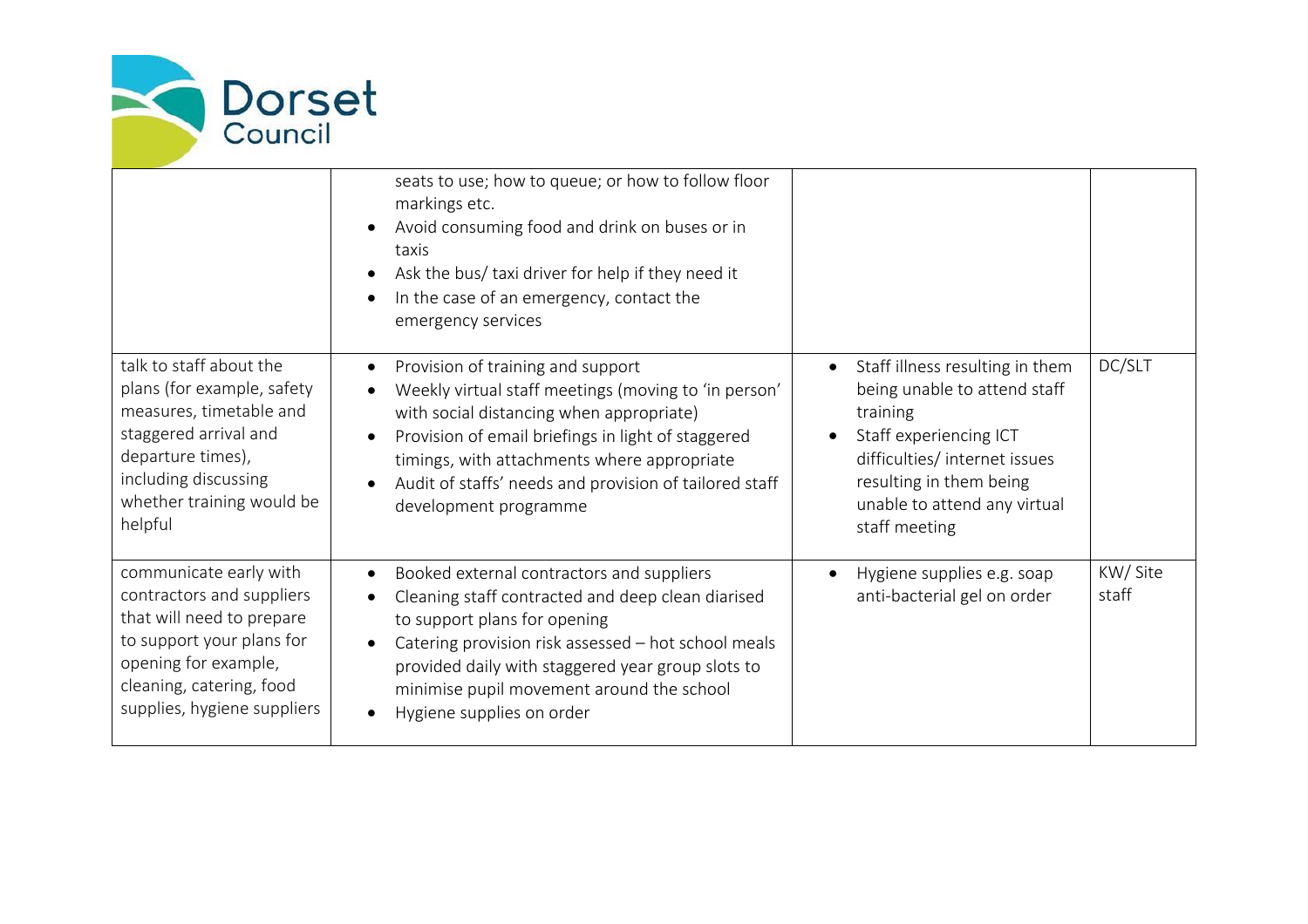| | | | |
|---|---|---|---|
| | seats to use; how to queue; or how to follow floor markings etc.<br>• Avoid consuming food and drink on buses or in taxis<br>• Ask the bus/ taxi driver for help if they need it<br>• In the case of an emergency, contact the emergency services | | |
| talk to staff about the plans (for example, safety measures, timetable and staggered arrival and departure times), including discussing whether training would be helpful | • Provision of training and support<br>• Weekly virtual staff meetings (moving to 'in person' with social distancing when appropriate)<br>• Provision of email briefings in light of staggered timings, with attachments where appropriate<br>• Audit of staffs' needs and provision of tailored staff development programme | • Staff illness resulting in them being unable to attend staff training<br>• Staff experiencing ICT difficulties/ internet issues resulting in them being unable to attend any virtual staff meeting | DC/SLT |
| communicate early with contractors and suppliers that will need to prepare to support your plans for opening for example, cleaning, catering, food supplies, hygiene suppliers | • Booked external contractors and suppliers<br>• Cleaning staff contracted and deep clean diarised to support plans for opening<br>• Catering provision risk assessed – hot school meals provided daily with staggered year group slots to minimise pupil movement around the school<br>• Hygiene supplies on order | • Hygiene supplies e.g. soap anti-bacterial gel on order | KW/ Site staff |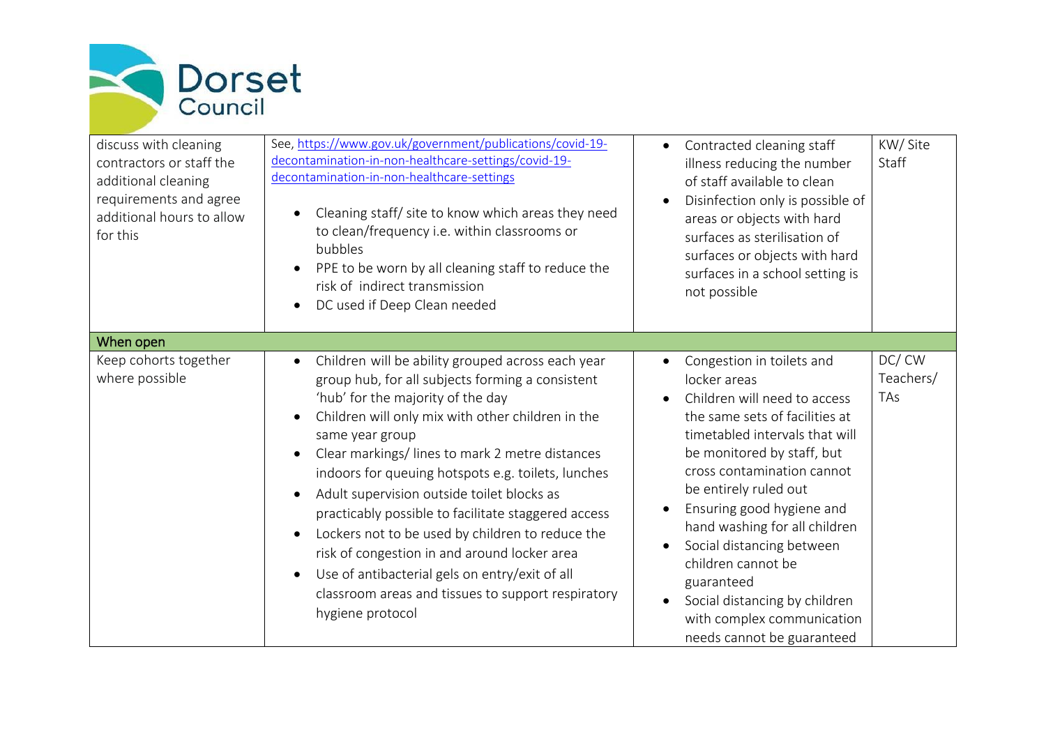| | | | |
|---|---|---|---|
| discuss with cleaning contractors or staff the additional cleaning requirements and agree additional hours to allow for this | See, https://www.gov.uk/government/publications/covid-19-decontamination-in-non-healthcare-settings/covid-19-decontamination-in-non-healthcare-settings <br><br> • Cleaning staff/ site to know which areas they need to clean/frequency i.e. within classrooms or bubbles <br> • PPE to be worn by all cleaning staff to reduce the risk of indirect transmission <br> • DC used if Deep Clean needed | • Contracted cleaning staff illness reducing the number of staff available to clean <br> • Disinfection only is possible of areas or objects with hard surfaces as sterilisation of surfaces or objects with hard surfaces in a school setting is not possible | KW/ Site Staff |
| **When open** | | | |
| Keep cohorts together where possible | • Children will be ability grouped across each year group hub, for all subjects forming a consistent 'hub' for the majority of the day <br> • Children will only mix with other children in the same year group <br> • Clear markings/ lines to mark 2 metre distances indoors for queuing hotspots e.g. toilets, lunches <br> • Adult supervision outside toilet blocks as practicably possible to facilitate staggered access <br> • Lockers not to be used by children to reduce the risk of congestion in and around locker area <br> • Use of antibacterial gels on entry/exit of all classroom areas and tissues to support respiratory hygiene protocol | • Congestion in toilets and locker areas <br> • Children will need to access the same sets of facilities at timetabled intervals that will be monitored by staff, but cross contamination cannot be entirely ruled out <br> • Ensuring good hygiene and hand washing for all children <br> • Social distancing between children cannot be guaranteed <br> • Social distancing by children with complex communication needs cannot be guaranteed | DC/ CW Teachers/ TAs |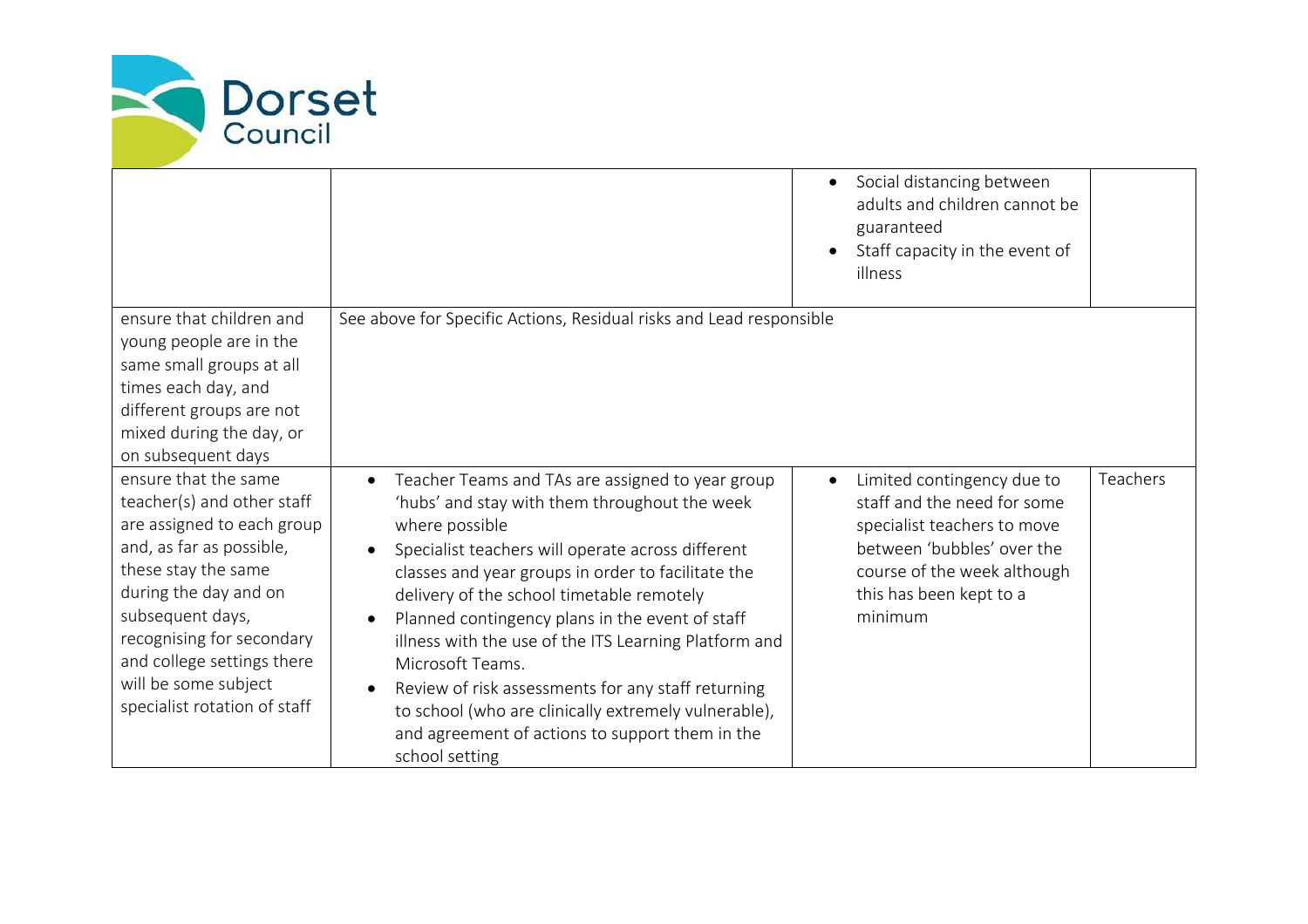| | | | |
|---|---|---|---|
| | | • Social distancing between adults and children cannot be guaranteed<br>• Staff capacity in the event of illness | |
| ensure that children and young people are in the same small groups at all times each day, and different groups are not mixed during the day, or on subsequent days | See above for Specific Actions, Residual risks and Lead responsible | | |
| ensure that the same teacher(s) and other staff are assigned to each group and, as far as possible, these stay the same during the day and on subsequent days, recognising for secondary and college settings there will be some subject specialist rotation of staff | • Teacher Teams and TAs are assigned to year group 'hubs' and stay with them throughout the week where possible<br>• Specialist teachers will operate across different classes and year groups in order to facilitate the delivery of the school timetable remotely<br>• Planned contingency plans in the event of staff illness with the use of the ITS Learning Platform and Microsoft Teams.<br>• Review of risk assessments for any staff returning to school (who are clinically extremely vulnerable), and agreement of actions to support them in the school setting | • Limited contingency due to staff and the need for some specialist teachers to move between 'bubbles' over the course of the week although this has been kept to a minimum | Teachers |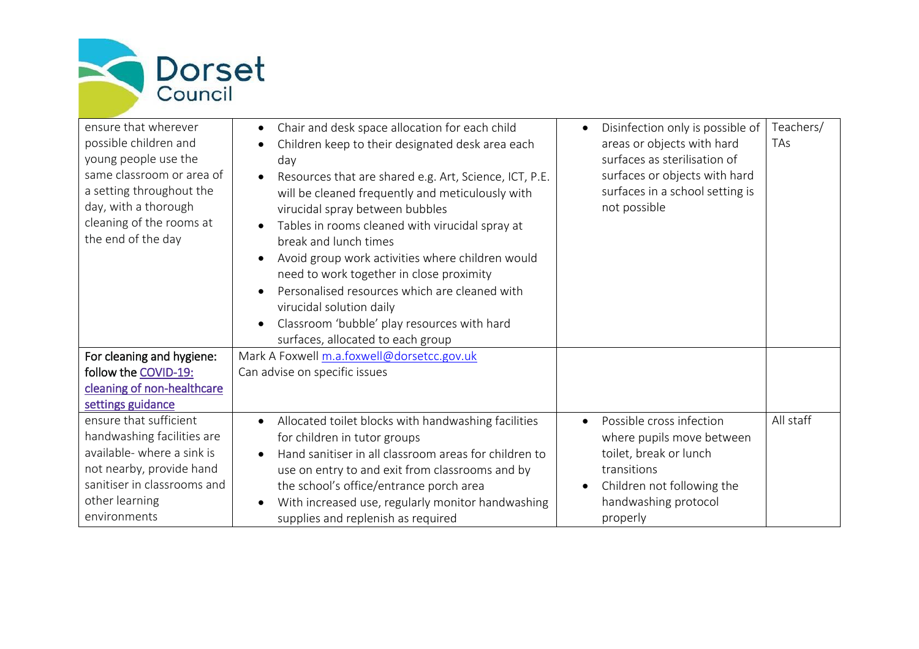| | | | |
|---|---|---|---|
| ensure that wherever possible children and young people use the same classroom or area of a setting throughout the day, with a thorough cleaning of the rooms at the end of the day | • Chair and desk space allocation for each child<br>• Children keep to their designated desk area each day<br>• Resources that are shared e.g. Art, Science, ICT, P.E. will be cleaned frequently and meticulously with virucidal spray between bubbles<br>• Tables in rooms cleaned with virucidal spray at break and lunch times<br>• Avoid group work activities where children would need to work together in close proximity<br>• Personalised resources which are cleaned with virucidal solution daily<br>• Classroom 'bubble' play resources with hard surfaces, allocated to each group | • Disinfection only is possible of areas or objects with hard surfaces as sterilisation of surfaces or objects with hard surfaces in a school setting is not possible | Teachers/ TAs |
| For cleaning and hygiene: follow the [COVID-19: cleaning of non-healthcare settings guidance]() | Mark A Foxwell [m.a.foxwell@dorsetcc.gov.uk](mailto:m.a.foxwell@dorsetcc.gov.uk)<br>Can advise on specific issues | | |
| ensure that sufficient handwashing facilities are available- where a sink is not nearby, provide hand sanitiser in classrooms and other learning environments | • Allocated toilet blocks with handwashing facilities for children in tutor groups<br>• Hand sanitiser in all classroom areas for children to use on entry to and exit from classrooms and by the school's office/entrance porch area<br>• With increased use, regularly monitor handwashing supplies and replenish as required | • Possible cross infection where pupils move between toilet, break or lunch transitions<br>• Children not following the handwashing protocol properly | All staff |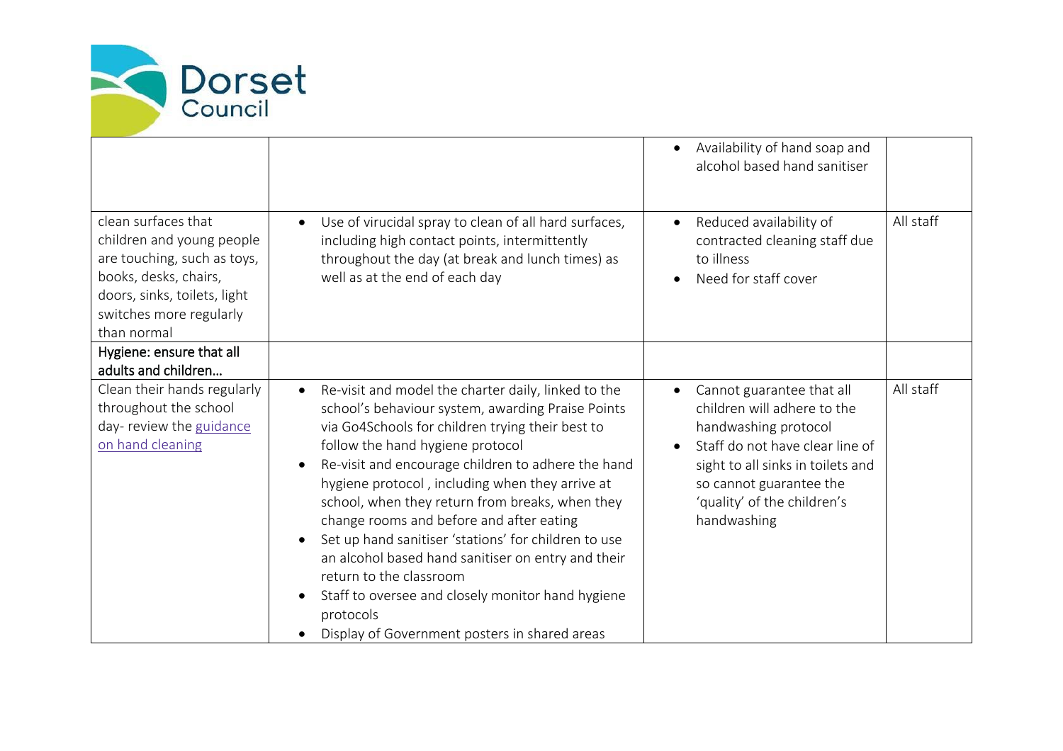| | | | |
|---|---|---|---|
| | | • Availability of hand soap and alcohol based hand sanitiser | |
| clean surfaces that children and young people are touching, such as toys, books, desks, chairs, doors, sinks, toilets, light switches more regularly than normal | • Use of virucidal spray to clean of all hard surfaces, including high contact points, intermittently throughout the day (at break and lunch times) as well as at the end of each day | • Reduced availability of contracted cleaning staff due to illness<br>• Need for staff cover | All staff |
| **Hygiene: ensure that all adults and children…** | | | |
| Clean their hands regularly throughout the school day- review the [guidance on hand cleaning]() | • Re-visit and model the charter daily, linked to the school's behaviour system, awarding Praise Points via Go4Schools for children trying their best to follow the hand hygiene protocol<br>• Re-visit and encourage children to adhere the hand hygiene protocol , including when they arrive at school, when they return from breaks, when they change rooms and before and after eating<br>• Set up hand sanitiser 'stations' for children to use an alcohol based hand sanitiser on entry and their return to the classroom<br>• Staff to oversee and closely monitor hand hygiene protocols<br>• Display of Government posters in shared areas | • Cannot guarantee that all children will adhere to the handwashing protocol<br>• Staff do not have clear line of sight to all sinks in toilets and so cannot guarantee the 'quality' of the children's handwashing | All staff |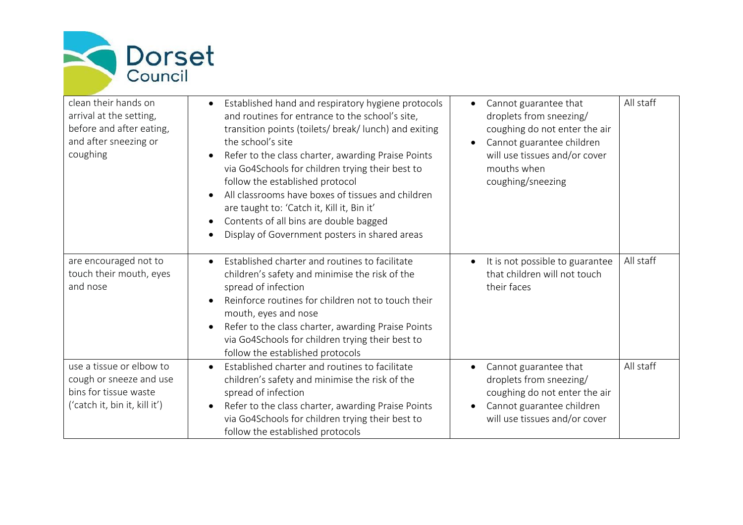| | | | |
|---|---|---|---|
| clean their hands on arrival at the setting, before and after eating, and after sneezing or coughing | • Established hand and respiratory hygiene protocols and routines for entrance to the school's site, transition points (toilets/ break/ lunch) and exiting the school's site<br>• Refer to the class charter, awarding Praise Points via Go4Schools for children trying their best to follow the established protocol<br>• All classrooms have boxes of tissues and children are taught to: 'Catch it, Kill it, Bin it'<br>• Contents of all bins are double bagged<br>• Display of Government posters in shared areas | • Cannot guarantee that droplets from sneezing/ coughing do not enter the air<br>• Cannot guarantee children will use tissues and/or cover mouths when coughing/sneezing | All staff |
| are encouraged not to touch their mouth, eyes and nose | • Established charter and routines to facilitate children's safety and minimise the risk of the spread of infection<br>• Reinforce routines for children not to touch their mouth, eyes and nose<br>• Refer to the class charter, awarding Praise Points via Go4Schools for children trying their best to follow the established protocols | • It is not possible to guarantee that children will not touch their faces | All staff |
| use a tissue or elbow to cough or sneeze and use bins for tissue waste ('catch it, bin it, kill it') | • Established charter and routines to facilitate children's safety and minimise the risk of the spread of infection<br>• Refer to the class charter, awarding Praise Points via Go4Schools for children trying their best to follow the established protocols | • Cannot guarantee that droplets from sneezing/ coughing do not enter the air<br>• Cannot guarantee children will use tissues and/or cover | All staff |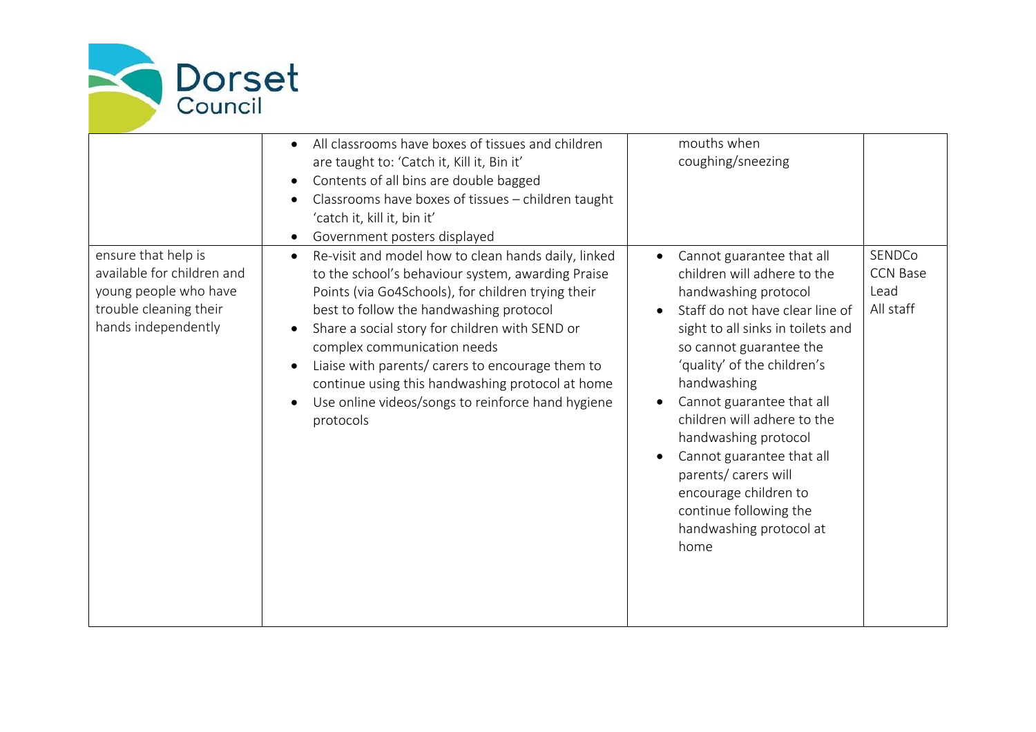| | | | |
|---|---|---|---|
| | • All classrooms have boxes of tissues and children are taught to: 'Catch it, Kill it, Bin it'<br>• Contents of all bins are double bagged<br>• Classrooms have boxes of tissues – children taught 'catch it, kill it, bin it'<br>• Government posters displayed | mouths when coughing/sneezing | |
| ensure that help is available for children and young people who have trouble cleaning their hands independently | • Re-visit and model how to clean hands daily, linked to the school's behaviour system, awarding Praise Points (via Go4Schools), for children trying their best to follow the handwashing protocol<br>• Share a social story for children with SEND or complex communication needs<br>• Liaise with parents/ carers to encourage them to continue using this handwashing protocol at home<br>• Use online videos/songs to reinforce hand hygiene protocols | • Cannot guarantee that all children will adhere to the handwashing protocol<br>• Staff do not have clear line of sight to all sinks in toilets and so cannot guarantee the 'quality' of the children's handwashing<br>• Cannot guarantee that all children will adhere to the handwashing protocol<br>• Cannot guarantee that all parents/ carers will encourage children to continue following the handwashing protocol at home | SENDCo<br>CCN Base Lead<br>All staff |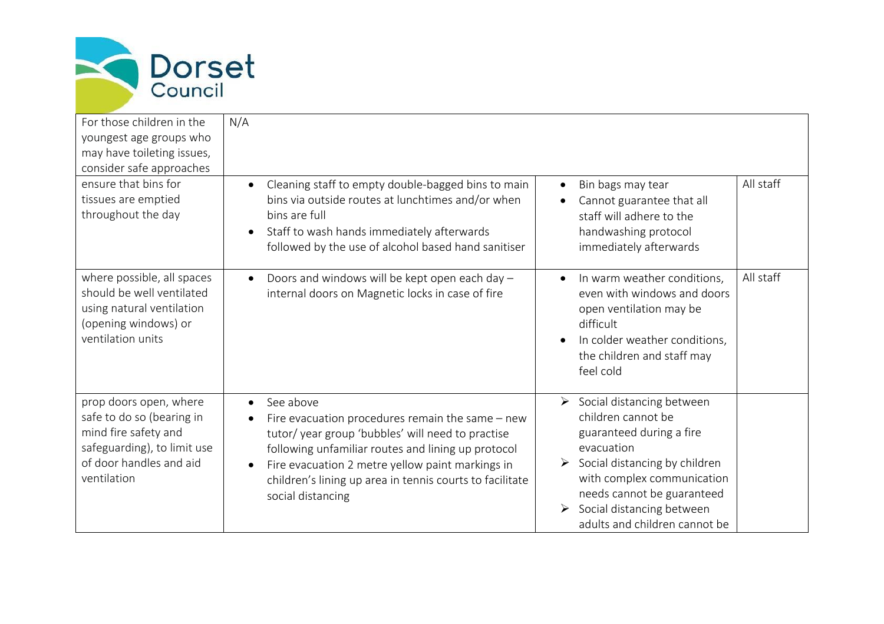| | | | |
|---|---|---|---|
| For those children in the youngest age groups who may have toileting issues, consider safe approaches | N/A | | |
| ensure that bins for tissues are emptied throughout the day | • Cleaning staff to empty double-bagged bins to main bins via outside routes at lunchtimes and/or when bins are full<br>• Staff to wash hands immediately afterwards followed by the use of alcohol based hand sanitiser | • Bin bags may tear<br>• Cannot guarantee that all staff will adhere to the handwashing protocol immediately afterwards | All staff |
| where possible, all spaces should be well ventilated using natural ventilation (opening windows) or ventilation units | • Doors and windows will be kept open each day – internal doors on Magnetic locks in case of fire | • In warm weather conditions, even with windows and doors open ventilation may be difficult<br>• In colder weather conditions, the children and staff may feel cold | All staff |
| prop doors open, where safe to do so (bearing in mind fire safety and safeguarding), to limit use of door handles and aid ventilation | • See above<br>• Fire evacuation procedures remain the same – new tutor/ year group 'bubbles' will need to practise following unfamiliar routes and lining up protocol<br>• Fire evacuation 2 metre yellow paint markings in children's lining up area in tennis courts to facilitate social distancing | ➢ Social distancing between children cannot be guaranteed during a fire evacuation<br>➢ Social distancing by children with complex communication needs cannot be guaranteed<br>➢ Social distancing between adults and children cannot be | |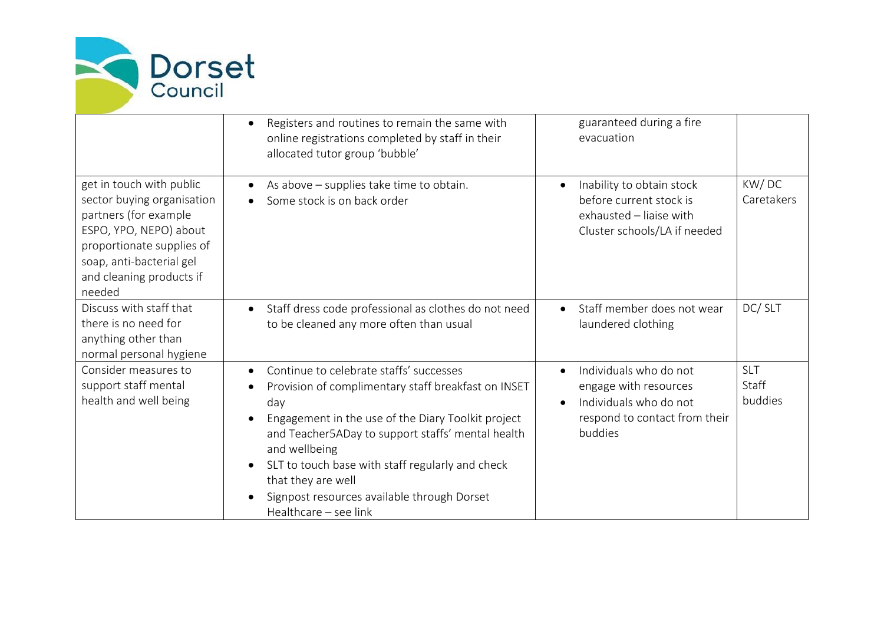| | | | |
|---|---|---|---|
| | • Registers and routines to remain the same with online registrations completed by staff in their allocated tutor group 'bubble' | guaranteed during a fire evacuation | |
| get in touch with public sector buying organisation partners (for example ESPO, YPO, NEPO) about proportionate supplies of soap, anti-bacterial gel and cleaning products if needed | • As above – supplies take time to obtain.<br>• Some stock is on back order | • Inability to obtain stock before current stock is exhausted – liaise with Cluster schools/LA if needed | KW/ DC<br>Caretakers |
| Discuss with staff that there is no need for anything other than normal personal hygiene | • Staff dress code professional as clothes do not need to be cleaned any more often than usual | • Staff member does not wear laundered clothing | DC/ SLT |
| Consider measures to support staff mental health and well being | • Continue to celebrate staffs' successes<br>• Provision of complimentary staff breakfast on INSET day<br>• Engagement in the use of the Diary Toolkit project and Teacher5ADay to support staffs' mental health and wellbeing<br>• SLT to touch base with staff regularly and check that they are well<br>• Signpost resources available through Dorset Healthcare – see link | • Individuals who do not engage with resources<br>• Individuals who do not respond to contact from their buddies | SLT<br>Staff buddies |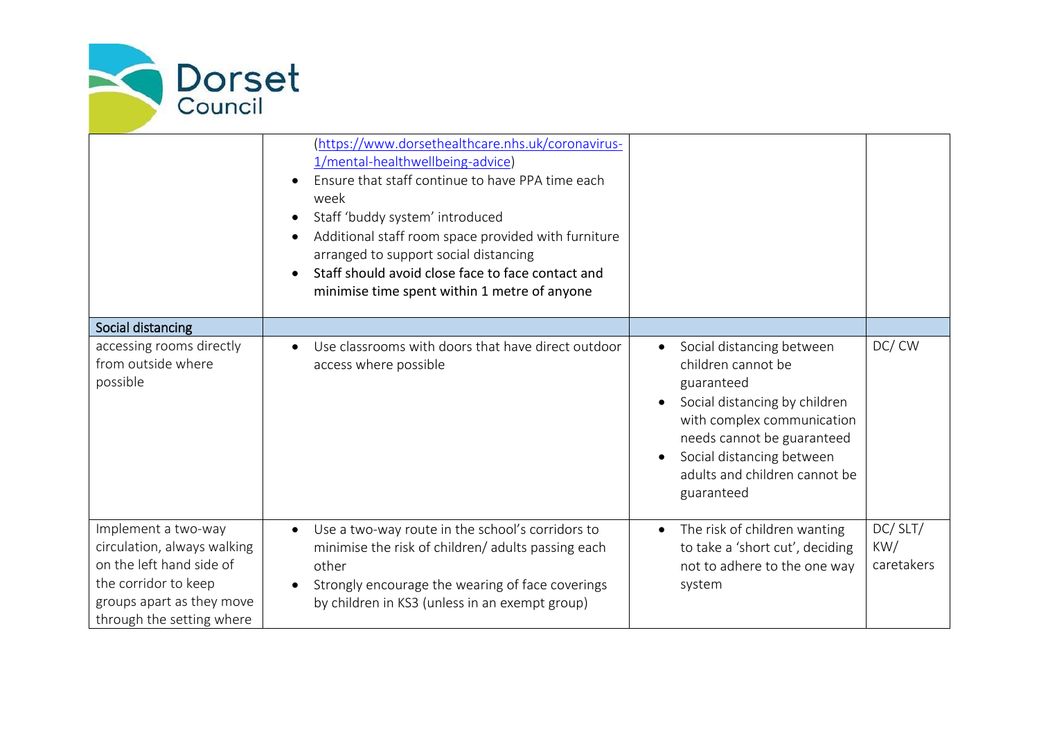| | | | |
|---|---|---|---|
| | (https://www.dorsethealthcare.nhs.uk/coronavirus-1/mental-healthwellbeing-advice)<br>• Ensure that staff continue to have PPA time each week<br>• Staff 'buddy system' introduced<br>• Additional staff room space provided with furniture arranged to support social distancing<br>• Staff should avoid close face to face contact and minimise time spent within 1 metre of anyone | | |
| **Social distancing** | | | |
| accessing rooms directly from outside where possible | • Use classrooms with doors that have direct outdoor access where possible | • Social distancing between children cannot be guaranteed<br>• Social distancing by children with complex communication needs cannot be guaranteed<br>• Social distancing between adults and children cannot be guaranteed | DC/ CW |
| Implement a two-way circulation, always walking on the left hand side of the corridor to keep groups apart as they move through the setting where | • Use a two-way route in the school's corridors to minimise the risk of children/ adults passing each other<br>• Strongly encourage the wearing of face coverings by children in KS3 (unless in an exempt group) | • The risk of children wanting to take a 'short cut', deciding not to adhere to the one way system | DC/ SLT/ KW/ caretakers |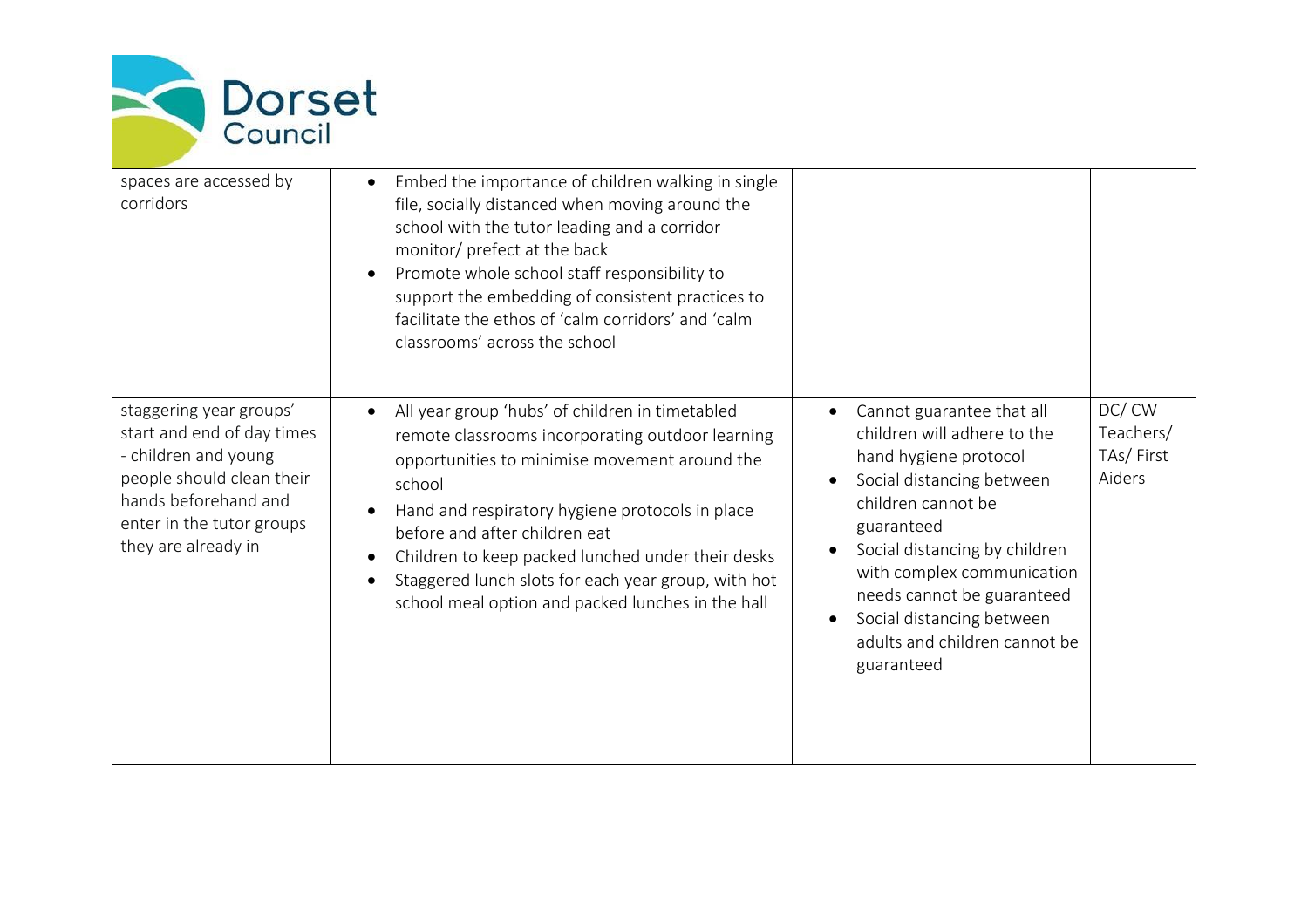| | | | |
|---|---|---|---|
| spaces are accessed by corridors | • Embed the importance of children walking in single file, socially distanced when moving around the school with the tutor leading and a corridor monitor/ prefect at the back<br>• Promote whole school staff responsibility to support the embedding of consistent practices to facilitate the ethos of 'calm corridors' and 'calm classrooms' across the school | | |
| staggering year groups' start and end of day times - children and young people should clean their hands beforehand and enter in the tutor groups they are already in | • All year group 'hubs' of children in timetabled remote classrooms incorporating outdoor learning opportunities to minimise movement around the school<br>• Hand and respiratory hygiene protocols in place before and after children eat<br>• Children to keep packed lunched under their desks<br>• Staggered lunch slots for each year group, with hot school meal option and packed lunches in the hall | • Cannot guarantee that all children will adhere to the hand hygiene protocol<br>• Social distancing between children cannot be guaranteed<br>• Social distancing by children with complex communication needs cannot be guaranteed<br>• Social distancing between adults and children cannot be guaranteed | DC/ CW Teachers/ TAs/ First Aiders |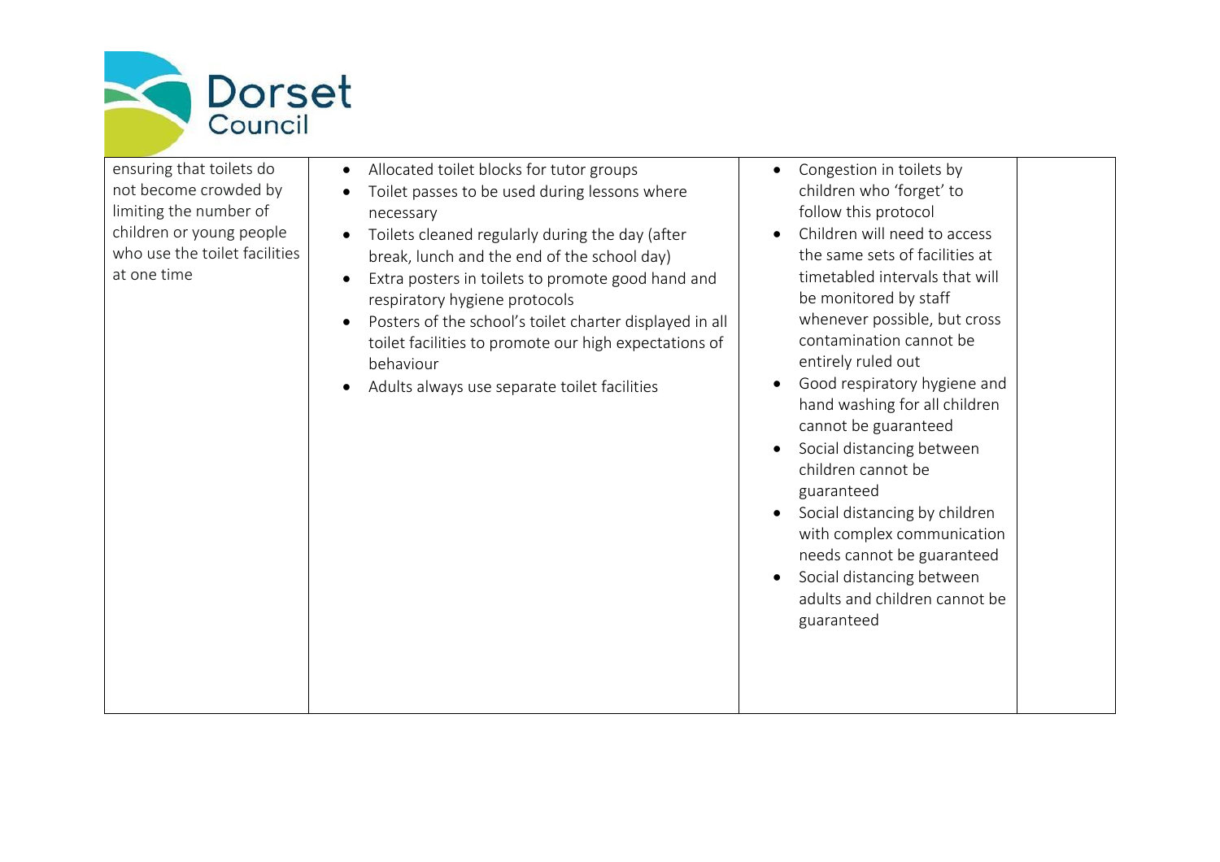| | | | |
|---|---|---|---|
| ensuring that toilets do not become crowded by limiting the number of children or young people who use the toilet facilities at one time | • Allocated toilet blocks for tutor groups<br>• Toilet passes to be used during lessons where necessary<br>• Toilets cleaned regularly during the day (after break, lunch and the end of the school day)<br>• Extra posters in toilets to promote good hand and respiratory hygiene protocols<br>• Posters of the school's toilet charter displayed in all toilet facilities to promote our high expectations of behaviour<br>• Adults always use separate toilet facilities | • Congestion in toilets by children who 'forget' to follow this protocol<br>• Children will need to access the same sets of facilities at timetabled intervals that will be monitored by staff whenever possible, but cross contamination cannot be entirely ruled out<br>• Good respiratory hygiene and hand washing for all children cannot be guaranteed<br>• Social distancing between children cannot be guaranteed<br>• Social distancing by children with complex communication needs cannot be guaranteed<br>• Social distancing between adults and children cannot be guaranteed | |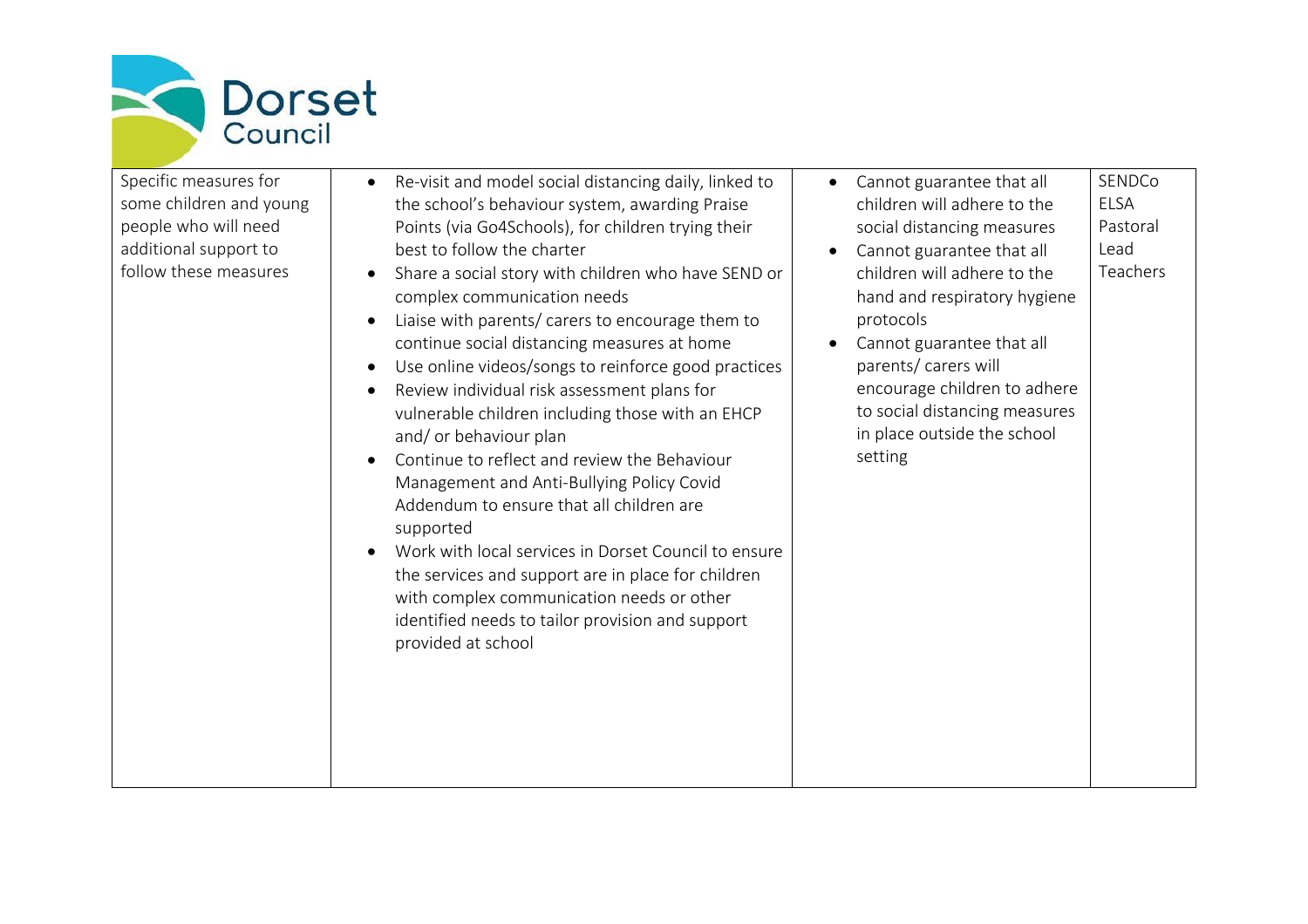| | | | |
|---|---|---|---|
| Specific measures for some children and young people who will need additional support to follow these measures | • Re-visit and model social distancing daily, linked to the school's behaviour system, awarding Praise Points (via Go4Schools), for children trying their best to follow the charter<br>• Share a social story with children who have SEND or complex communication needs<br>• Liaise with parents/ carers to encourage them to continue social distancing measures at home<br>• Use online videos/songs to reinforce good practices<br>• Review individual risk assessment plans for vulnerable children including those with an EHCP and/ or behaviour plan<br>• Continue to reflect and review the Behaviour Management and Anti-Bullying Policy Covid Addendum to ensure that all children are supported<br>• Work with local services in Dorset Council to ensure the services and support are in place for children with complex communication needs or other identified needs to tailor provision and support provided at school | • Cannot guarantee that all children will adhere to the social distancing measures<br>• Cannot guarantee that all children will adhere to the hand and respiratory hygiene protocols<br>• Cannot guarantee that all parents/ carers will encourage children to adhere to social distancing measures in place outside the school setting | SENDCo<br>ELSA<br>Pastoral Lead<br>Teachers |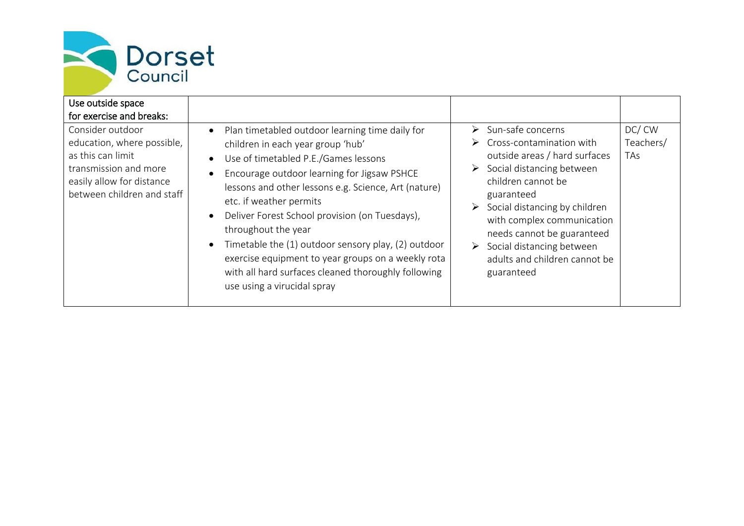| Use outside space for exercise and breaks: | | | |
|---|---|---|---|
| Consider outdoor education, where possible, as this can limit transmission and more easily allow for distance between children and staff | • Plan timetabled outdoor learning time daily for children in each year group 'hub'<br>• Use of timetabled P.E./Games lessons<br>• Encourage outdoor learning for Jigsaw PSHCE lessons and other lessons e.g. Science, Art (nature) etc. if weather permits<br>• Deliver Forest School provision (on Tuesdays), throughout the year<br>• Timetable the (1) outdoor sensory play, (2) outdoor exercise equipment to year groups on a weekly rota with all hard surfaces cleaned thoroughly following use using a virucidal spray | ➢ Sun-safe concerns<br>➢ Cross-contamination with outside areas / hard surfaces<br>➢ Social distancing between children cannot be guaranteed<br>➢ Social distancing by children with complex communication needs cannot be guaranteed<br>➢ Social distancing between adults and children cannot be guaranteed | DC/ CW Teachers/ TAs |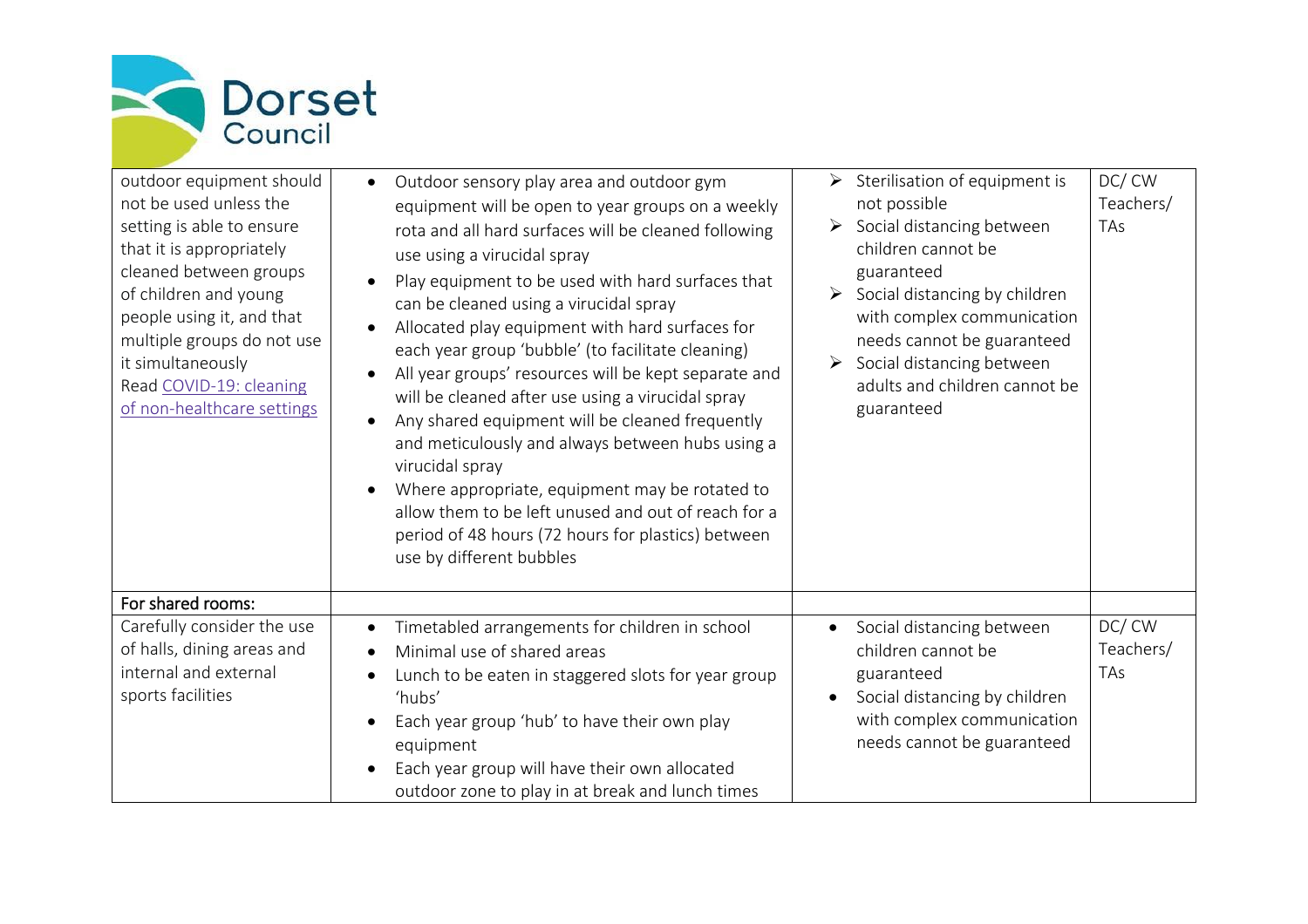| | | | |
|---|---|---|---|
| outdoor equipment should not be used unless the setting is able to ensure that it is appropriately cleaned between groups of children and young people using it, and that multiple groups do not use it simultaneously<br>Read [COVID-19: cleaning of non-healthcare settings]() | • Outdoor sensory play area and outdoor gym equipment will be open to year groups on a weekly rota and all hard surfaces will be cleaned following use using a virucidal spray<br>• Play equipment to be used with hard surfaces that can be cleaned using a virucidal spray<br>• Allocated play equipment with hard surfaces for each year group 'bubble' (to facilitate cleaning)<br>• All year groups' resources will be kept separate and will be cleaned after use using a virucidal spray<br>• Any shared equipment will be cleaned frequently and meticulously and always between hubs using a virucidal spray<br>• Where appropriate, equipment may be rotated to allow them to be left unused and out of reach for a period of 48 hours (72 hours for plastics) between use by different bubbles | ➢ Sterilisation of equipment is not possible<br>➢ Social distancing between children cannot be guaranteed<br>➢ Social distancing by children with complex communication needs cannot be guaranteed<br>➢ Social distancing between adults and children cannot be guaranteed | DC/ CW Teachers/ TAs |
| For shared rooms: | | | |
| Carefully consider the use of halls, dining areas and internal and external sports facilities | • Timetabled arrangements for children in school<br>• Minimal use of shared areas<br>• Lunch to be eaten in staggered slots for year group 'hubs'<br>• Each year group 'hub' to have their own play equipment<br>• Each year group will have their own allocated outdoor zone to play in at break and lunch times | • Social distancing between children cannot be guaranteed<br>• Social distancing by children with complex communication needs cannot be guaranteed | DC/ CW Teachers/ TAs |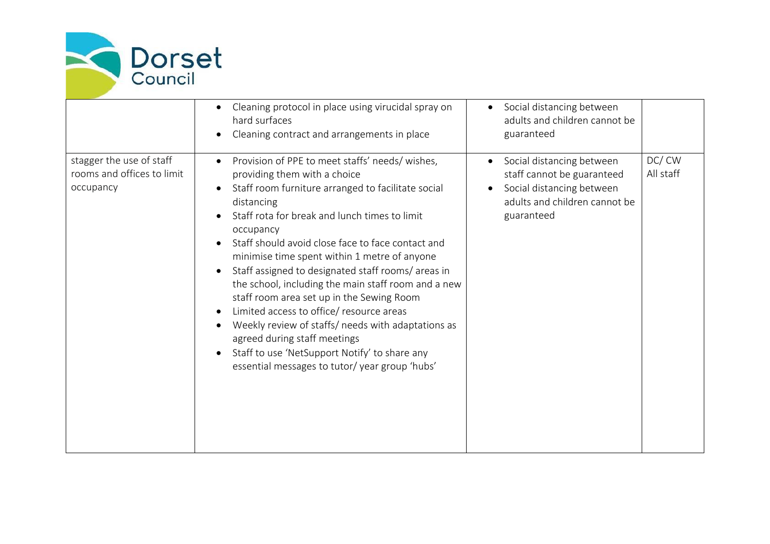| | | | |
|---|---|---|---|
| | • Cleaning protocol in place using virucidal spray on hard surfaces<br>• Cleaning contract and arrangements in place | • Social distancing between adults and children cannot be guaranteed | |
| stagger the use of staff rooms and offices to limit occupancy | • Provision of PPE to meet staffs' needs/ wishes, providing them with a choice<br>• Staff room furniture arranged to facilitate social distancing<br>• Staff rota for break and lunch times to limit occupancy<br>• Staff should avoid close face to face contact and minimise time spent within 1 metre of anyone<br>• Staff assigned to designated staff rooms/ areas in the school, including the main staff room and a new staff room area set up in the Sewing Room<br>• Limited access to office/ resource areas<br>• Weekly review of staffs/ needs with adaptations as agreed during staff meetings<br>• Staff to use 'NetSupport Notify' to share any essential messages to tutor/ year group 'hubs' | • Social distancing between staff cannot be guaranteed<br>• Social distancing between adults and children cannot be guaranteed | DC/ CW<br>All staff |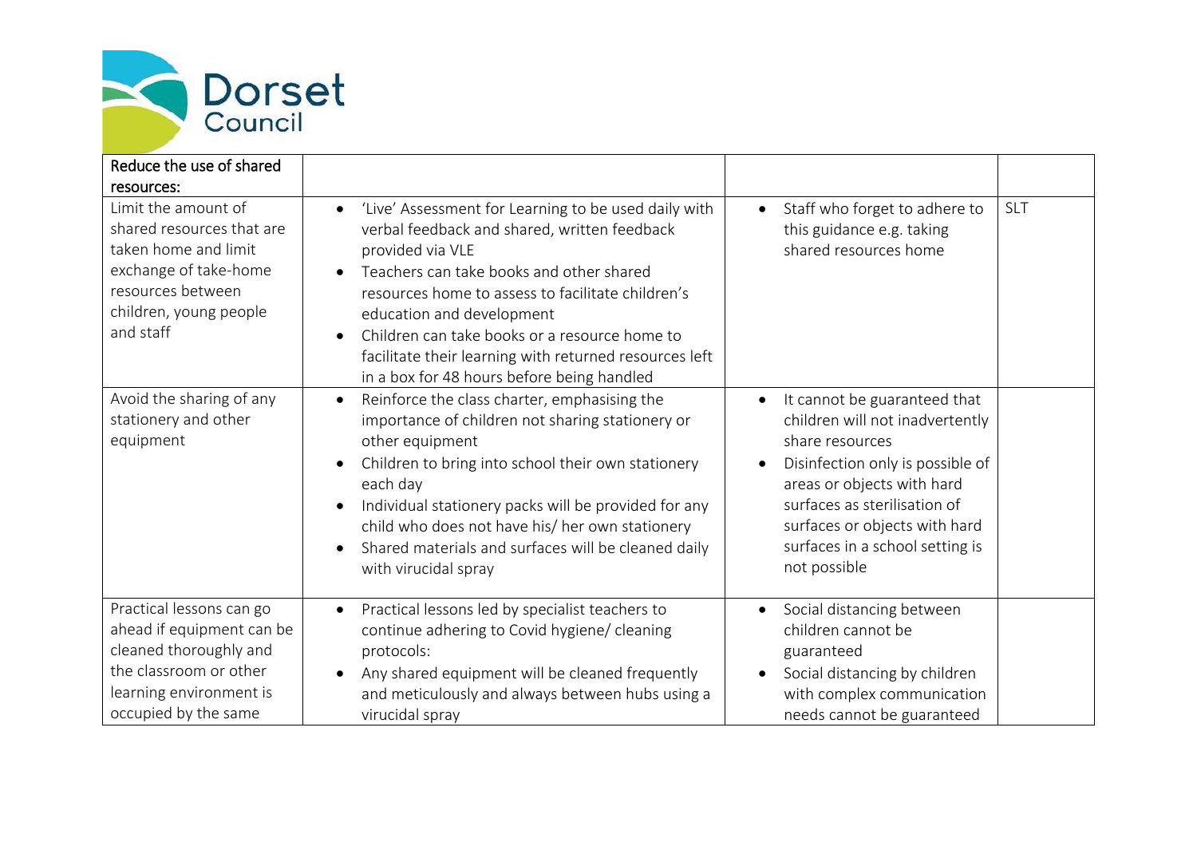| Reduce the use of shared resources: | | | |
|---|---|---|---|
| Limit the amount of shared resources that are taken home and limit exchange of take-home resources between children, young people and staff | • 'Live' Assessment for Learning to be used daily with verbal feedback and shared, written feedback provided via VLE<br>• Teachers can take books and other shared resources home to assess to facilitate children's education and development<br>• Children can take books or a resource home to facilitate their learning with returned resources left in a box for 48 hours before being handled | • Staff who forget to adhere to this guidance e.g. taking shared resources home | SLT |
| Avoid the sharing of any stationery and other equipment | • Reinforce the class charter, emphasising the importance of children not sharing stationery or other equipment<br>• Children to bring into school their own stationery each day<br>• Individual stationery packs will be provided for any child who does not have his/ her own stationery<br>• Shared materials and surfaces will be cleaned daily with virucidal spray | • It cannot be guaranteed that children will not inadvertently share resources<br>• Disinfection only is possible of areas or objects with hard surfaces as sterilisation of surfaces or objects with hard surfaces in a school setting is not possible | |
| Practical lessons can go ahead if equipment can be cleaned thoroughly and the classroom or other learning environment is occupied by the same | • Practical lessons led by specialist teachers to continue adhering to Covid hygiene/ cleaning protocols:<br>• Any shared equipment will be cleaned frequently and meticulously and always between hubs using a virucidal spray | • Social distancing between children cannot be guaranteed<br>• Social distancing by children with complex communication needs cannot be guaranteed | |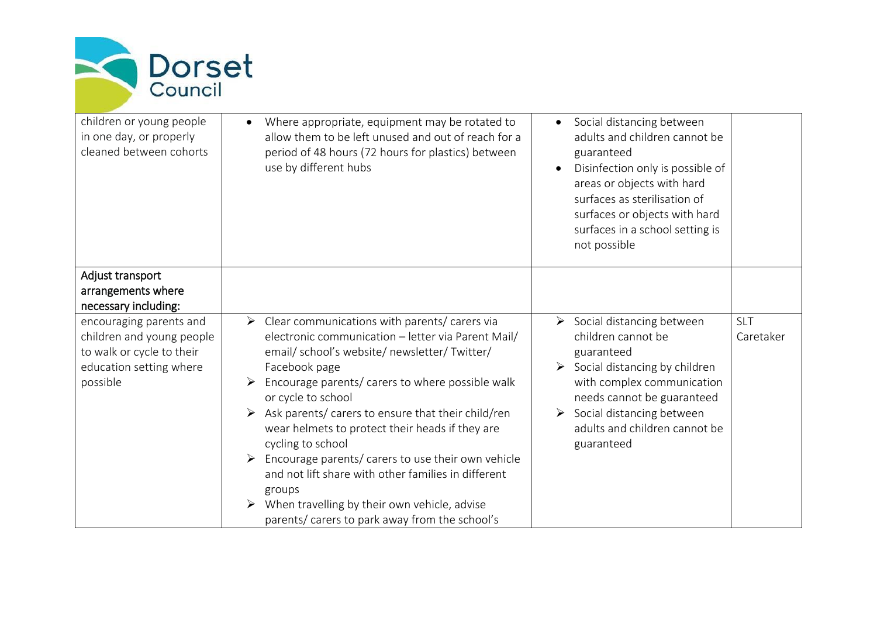| | | | |
|---|---|---|---|
| children or young people in one day, or properly cleaned between cohorts | • Where appropriate, equipment may be rotated to allow them to be left unused and out of reach for a period of 48 hours (72 hours for plastics) between use by different hubs | • Social distancing between adults and children cannot be guaranteed<br>• Disinfection only is possible of areas or objects with hard surfaces as sterilisation of surfaces or objects with hard surfaces in a school setting is not possible | |
| **Adjust transport arrangements where necessary including:** | | | |
| encouraging parents and children and young people to walk or cycle to their education setting where possible | ➢ Clear communications with parents/ carers via electronic communication – letter via Parent Mail/ email/ school's website/ newsletter/ Twitter/ Facebook page<br>➢ Encourage parents/ carers to where possible walk or cycle to school<br>➢ Ask parents/ carers to ensure that their child/ren wear helmets to protect their heads if they are cycling to school<br>➢ Encourage parents/ carers to use their own vehicle and not lift share with other families in different groups<br>➢ When travelling by their own vehicle, advise parents/ carers to park away from the school's | ➢ Social distancing between children cannot be guaranteed<br>➢ Social distancing by children with complex communication needs cannot be guaranteed<br>➢ Social distancing between adults and children cannot be guaranteed | SLT<br>Caretaker |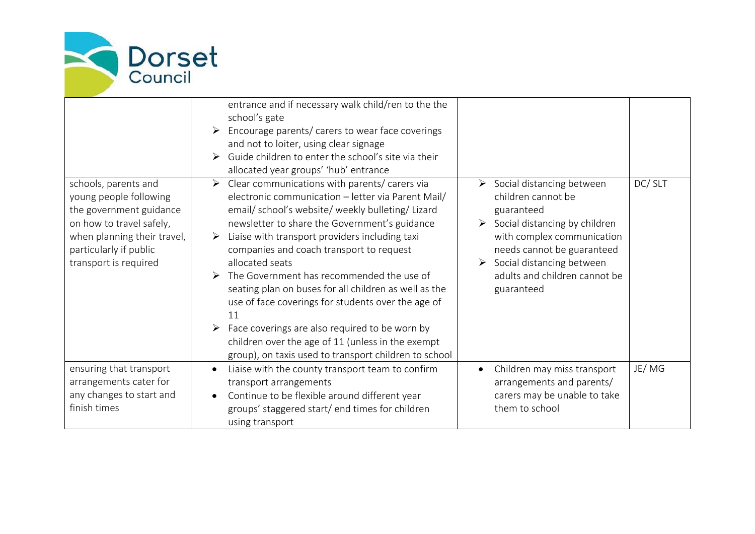| | | | |
|---|---|---|---|
| | entrance and if necessary walk child/ren to the the school's gate<br>➢ Encourage parents/ carers to wear face coverings and not to loiter, using clear signage<br>➢ Guide children to enter the school's site via their allocated year groups' 'hub' entrance | | |
| schools, parents and young people following the government guidance on how to travel safely, when planning their travel, particularly if public transport is required | ➢ Clear communications with parents/ carers via electronic communication – letter via Parent Mail/ email/ school's website/ weekly bulleting/ Lizard newsletter to share the Government's guidance<br>➢ Liaise with transport providers including taxi companies and coach transport to request allocated seats<br>➢ The Government has recommended the use of seating plan on buses for all children as well as the use of face coverings for students over the age of 11<br>➢ Face coverings are also required to be worn by children over the age of 11 (unless in the exempt group), on taxis used to transport children to school | ➢ Social distancing between children cannot be guaranteed<br>➢ Social distancing by children with complex communication needs cannot be guaranteed<br>➢ Social distancing between adults and children cannot be guaranteed | DC/ SLT |
| ensuring that transport arrangements cater for any changes to start and finish times | • Liaise with the county transport team to confirm transport arrangements<br>• Continue to be flexible around different year groups' staggered start/ end times for children using transport | • Children may miss transport arrangements and parents/ carers may be unable to take them to school | JE/ MG |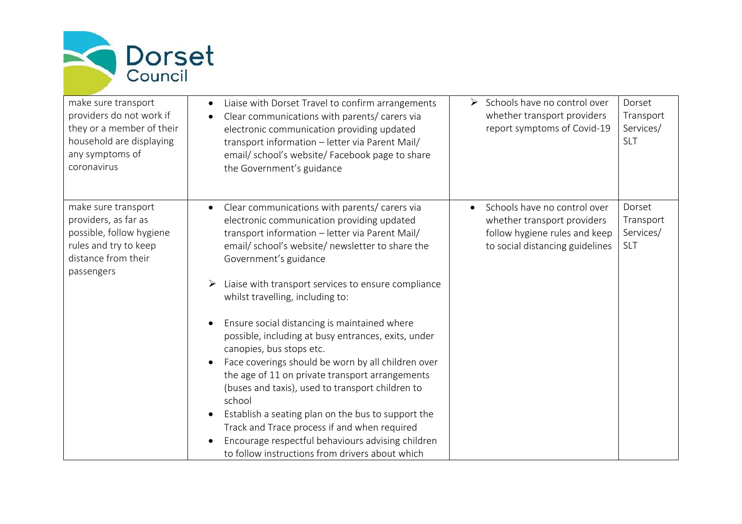| | | | |
|---|---|---|---|
| make sure transport providers do not work if they or a member of their household are displaying any symptoms of coronavirus | • Liaise with Dorset Travel to confirm arrangements<br>• Clear communications with parents/ carers via electronic communication providing updated transport information – letter via Parent Mail/ email/ school's website/ Facebook page to share the Government's guidance | ➢ Schools have no control over whether transport providers report symptoms of Covid-19 | Dorset Transport Services/ SLT |
| make sure transport providers, as far as possible, follow hygiene rules and try to keep distance from their passengers | • Clear communications with parents/ carers via electronic communication providing updated transport information – letter via Parent Mail/ email/ school's website/ newsletter to share the Government's guidance<br><br>➢ Liaise with transport services to ensure compliance whilst travelling, including to:<br><br>• Ensure social distancing is maintained where possible, including at busy entrances, exits, under canopies, bus stops etc.<br>• Face coverings should be worn by all children over the age of 11 on private transport arrangements (buses and taxis), used to transport children to school<br>• Establish a seating plan on the bus to support the Track and Trace process if and when required<br>• Encourage respectful behaviours advising children to follow instructions from drivers about which | • Schools have no control over whether transport providers follow hygiene rules and keep to social distancing guidelines | Dorset Transport Services/ SLT |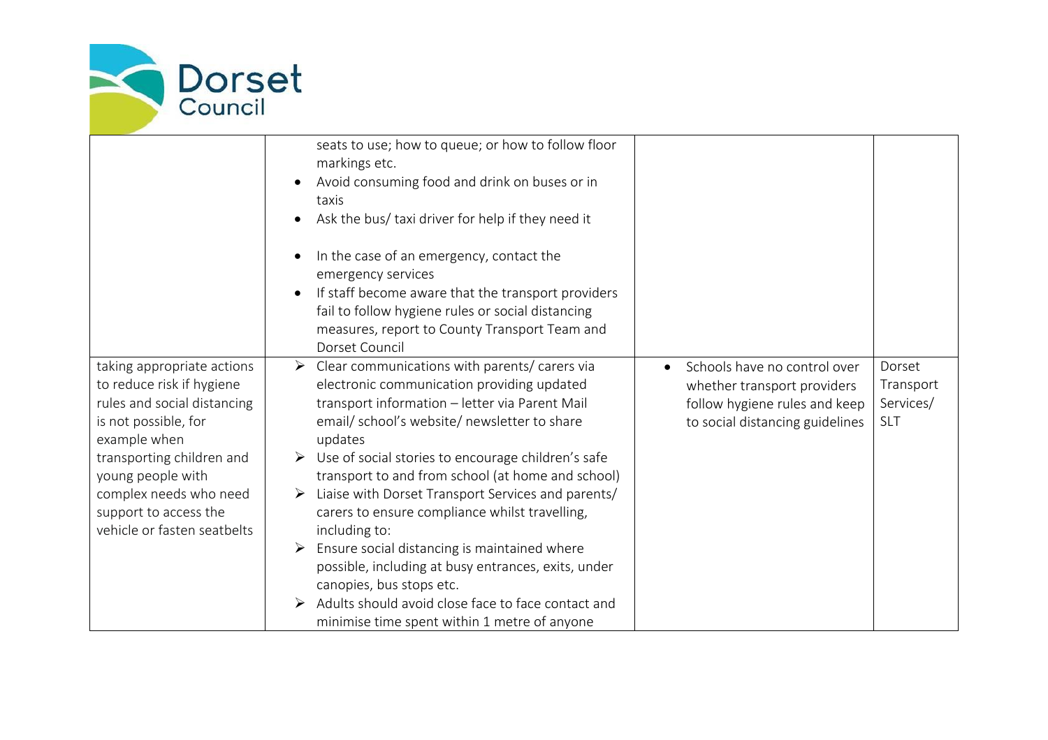| | | | |
|---|---|---|---|
| | seats to use; how to queue; or how to follow floor markings etc.<br>• Avoid consuming food and drink on buses or in taxis<br>• Ask the bus/ taxi driver for help if they need it<br>• In the case of an emergency, contact the emergency services<br>• If staff become aware that the transport providers fail to follow hygiene rules or social distancing measures, report to County Transport Team and Dorset Council | | |
| taking appropriate actions to reduce risk if hygiene rules and social distancing is not possible, for example when transporting children and young people with complex needs who need support to access the vehicle or fasten seatbelts | ➢ Clear communications with parents/ carers via electronic communication providing updated transport information – letter via Parent Mail email/ school's website/ newsletter to share updates<br>➢ Use of social stories to encourage children's safe transport to and from school (at home and school)<br>➢ Liaise with Dorset Transport Services and parents/ carers to ensure compliance whilst travelling, including to:<br>➢ Ensure social distancing is maintained where possible, including at busy entrances, exits, under canopies, bus stops etc.<br>➢ Adults should avoid close face to face contact and minimise time spent within 1 metre of anyone | • Schools have no control over whether transport providers follow hygiene rules and keep to social distancing guidelines | Dorset Transport Services/ SLT |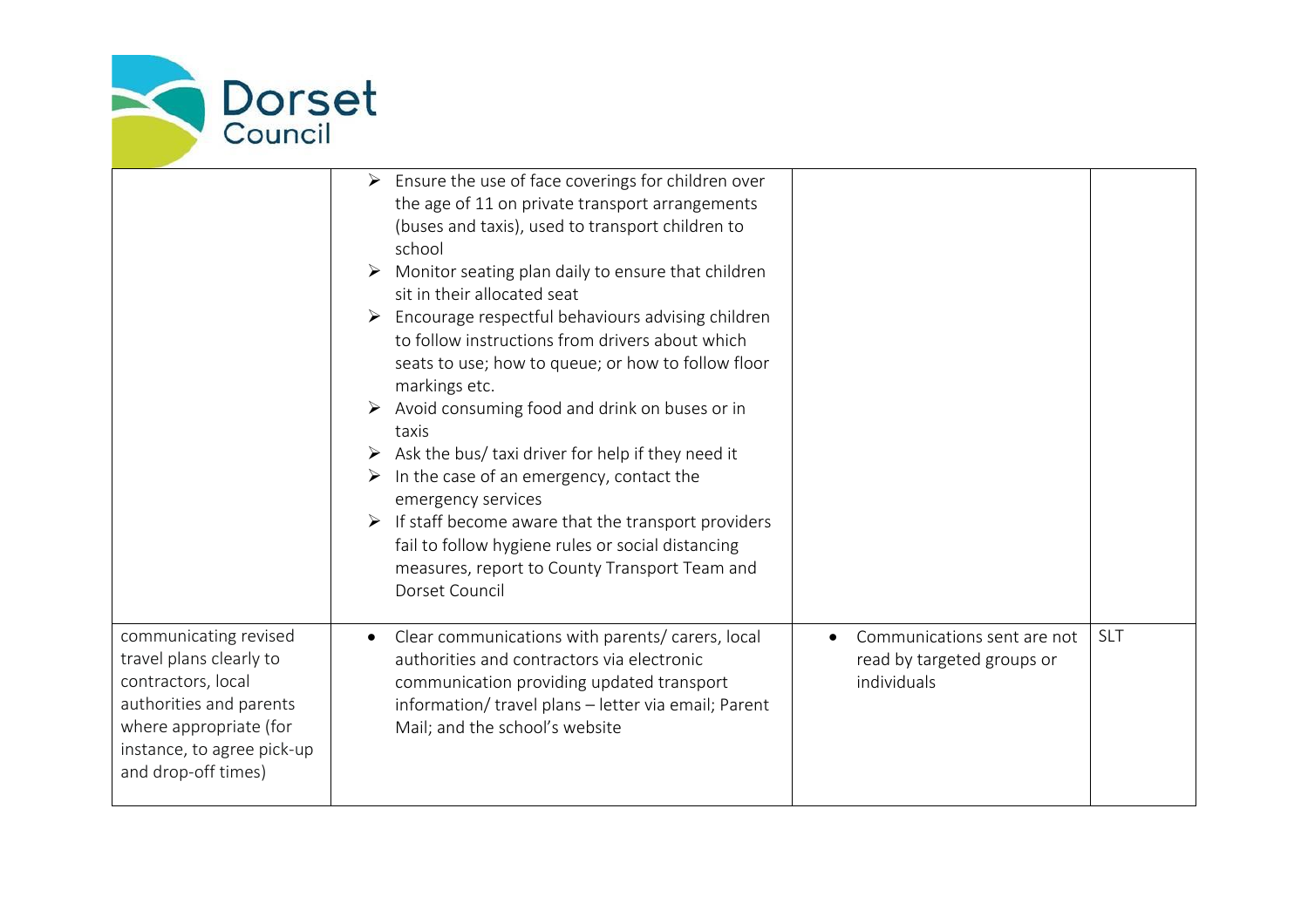| | | | |
|---|---|---|---|
| | ➢ Ensure the use of face coverings for children over the age of 11 on private transport arrangements (buses and taxis), used to transport children to school<br>➢ Monitor seating plan daily to ensure that children sit in their allocated seat<br>➢ Encourage respectful behaviours advising children to follow instructions from drivers about which seats to use; how to queue; or how to follow floor markings etc.<br>➢ Avoid consuming food and drink on buses or in taxis<br>➢ Ask the bus/ taxi driver for help if they need it<br>➢ In the case of an emergency, contact the emergency services<br>➢ If staff become aware that the transport providers fail to follow hygiene rules or social distancing measures, report to County Transport Team and Dorset Council | | |
| communicating revised travel plans clearly to contractors, local authorities and parents where appropriate (for instance, to agree pick-up and drop-off times) | • Clear communications with parents/ carers, local authorities and contractors via electronic communication providing updated transport information/ travel plans – letter via email; Parent Mail; and the school's website | • Communications sent are not read by targeted groups or individuals | SLT |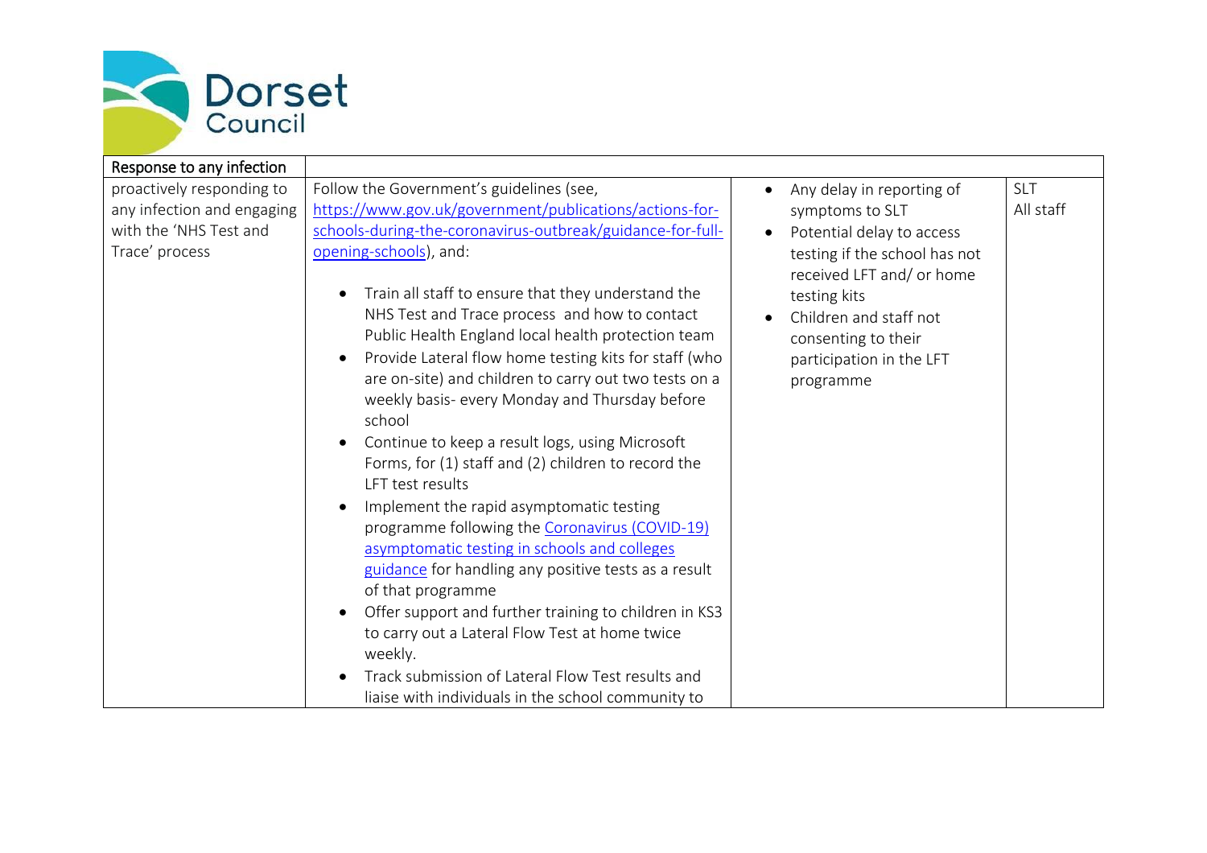| Response to any infection | | | |
|---|---|---|---|
| proactively responding to any infection and engaging with the 'NHS Test and Trace' process | Follow the Government's guidelines (see, [https://www.gov.uk/government/publications/actions-for-schools-during-the-coronavirus-outbreak/guidance-for-full-opening-schools](https://www.gov.uk/government/publications/actions-for-schools-during-the-coronavirus-outbreak/guidance-for-full-opening-schools)), and:<br><br>• Train all staff to ensure that they understand the NHS Test and Trace process and how to contact Public Health England local health protection team<br>• Provide Lateral flow home testing kits for staff (who are on-site) and children to carry out two tests on a weekly basis- every Monday and Thursday before school<br>• Continue to keep a result logs, using Microsoft Forms, for (1) staff and (2) children to record the LFT test results<br>• Implement the rapid asymptomatic testing programme following the Coronavirus (COVID-19) asymptomatic testing in schools and colleges guidance for handling any positive tests as a result of that programme<br>• Offer support and further training to children in KS3 to carry out a Lateral Flow Test at home twice weekly.<br>• Track submission of Lateral Flow Test results and liaise with individuals in the school community to | • Any delay in reporting of symptoms to SLT<br>• Potential delay to access testing if the school has not received LFT and/ or home testing kits<br>• Children and staff not consenting to their participation in the LFT programme | SLT<br>All staff |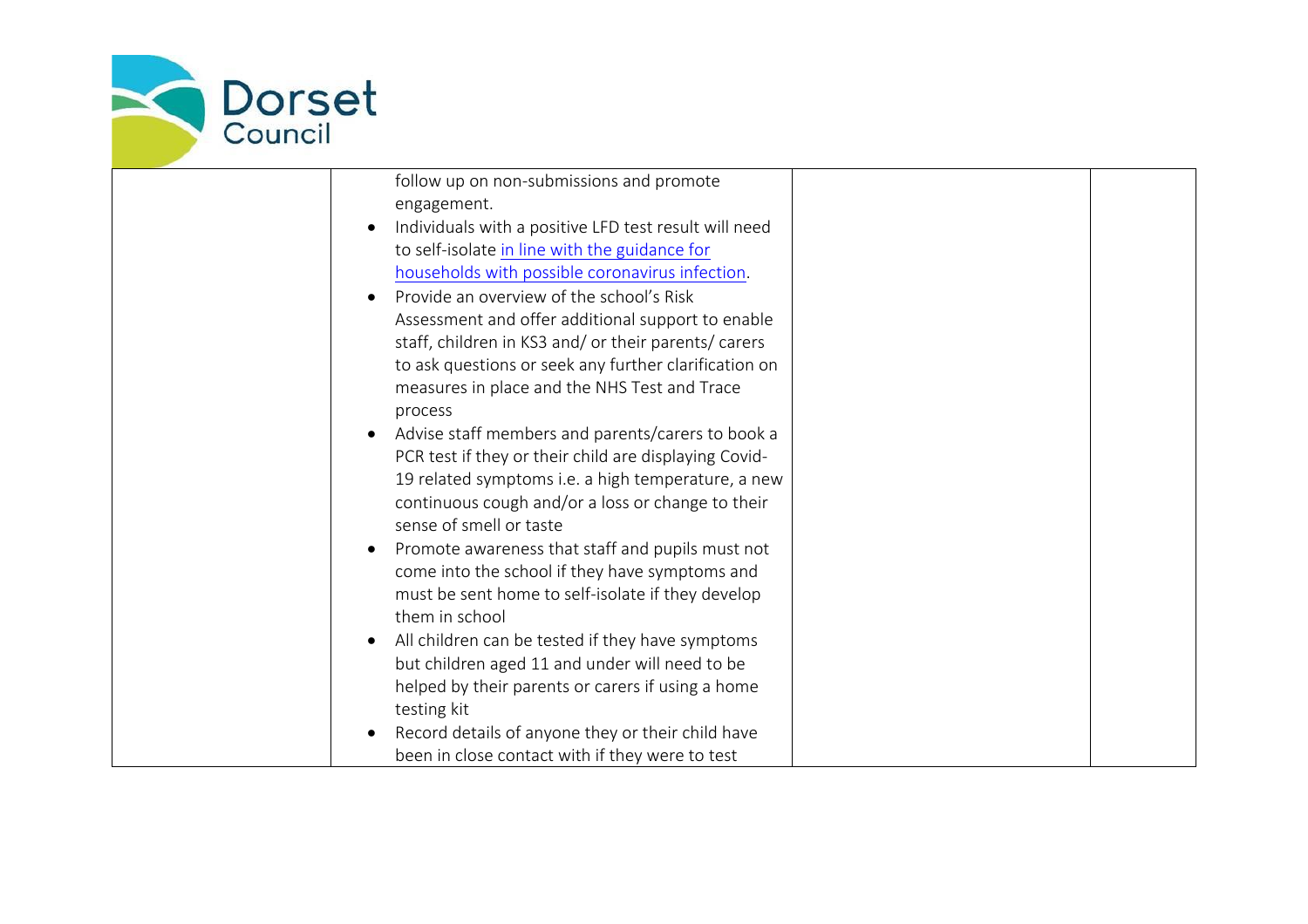| | | | |
|---|---|---|---|
| | follow up on non-submissions and promote engagement.<br>• Individuals with a positive LFD test result will need to self-isolate in line with the guidance for households with possible coronavirus infection.<br>• Provide an overview of the school's Risk Assessment and offer additional support to enable staff, children in KS3 and/ or their parents/ carers to ask questions or seek any further clarification on measures in place and the NHS Test and Trace process<br>• Advise staff members and parents/carers to book a PCR test if they or their child are displaying Covid-19 related symptoms i.e. a high temperature, a new continuous cough and/or a loss or change to their sense of smell or taste<br>• Promote awareness that staff and pupils must not come into the school if they have symptoms and must be sent home to self-isolate if they develop them in school<br>• All children can be tested if they have symptoms but children aged 11 and under will need to be helped by their parents or carers if using a home testing kit<br>• Record details of anyone they or their child have been in close contact with if they were to test | | |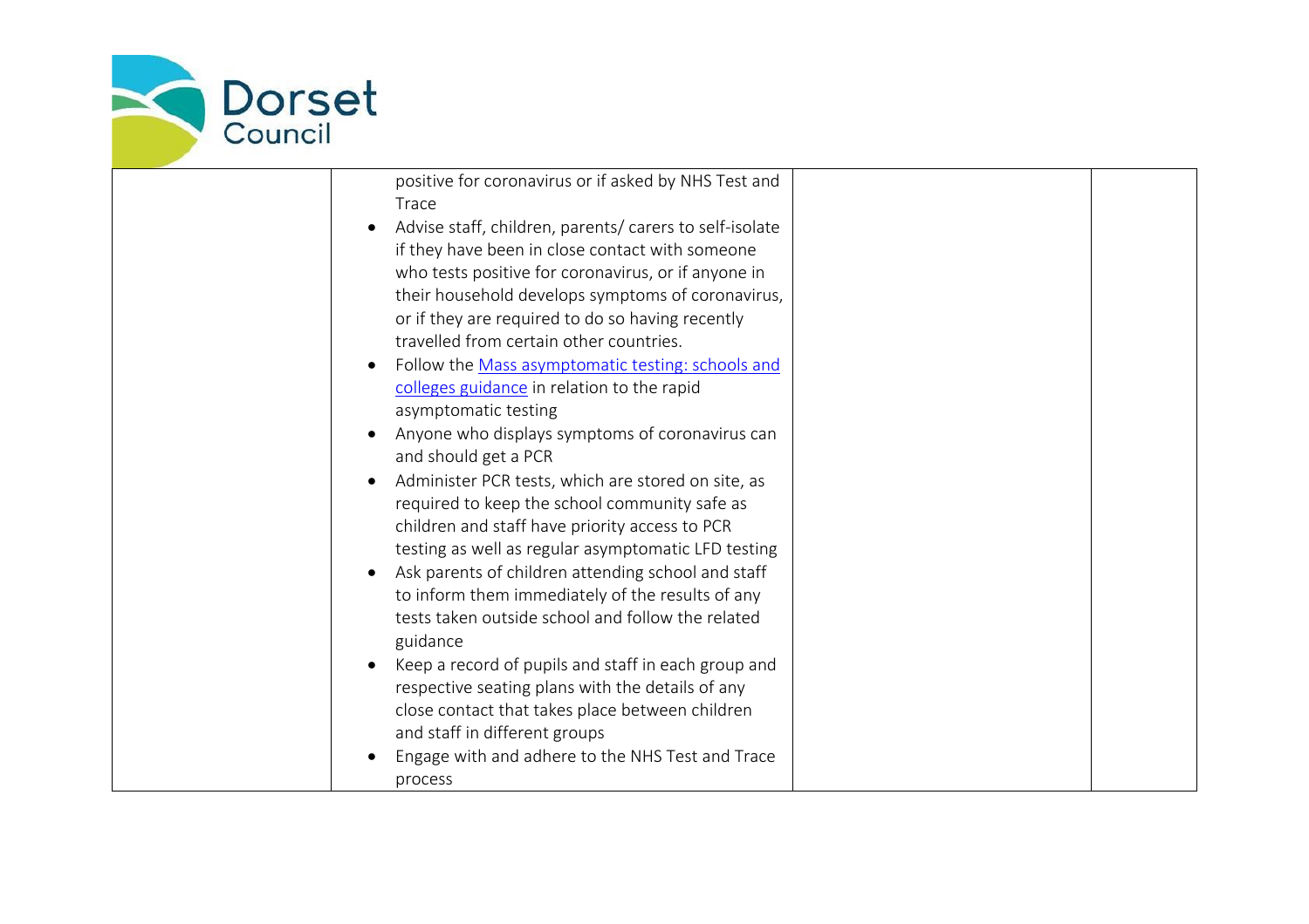| | | | |
|---|---|---|---|
| | positive for coronavirus or if asked by NHS Test and Trace<br>• Advise staff, children, parents/ carers to self-isolate if they have been in close contact with someone who tests positive for coronavirus, or if anyone in their household develops symptoms of coronavirus, or if they are required to do so having recently travelled from certain other countries.<br>• Follow the [Mass asymptomatic testing: schools and colleges guidance] in relation to the rapid asymptomatic testing<br>• Anyone who displays symptoms of coronavirus can and should get a PCR<br>• Administer PCR tests, which are stored on site, as required to keep the school community safe as children and staff have priority access to PCR testing as well as regular asymptomatic LFD testing<br>• Ask parents of children attending school and staff to inform them immediately of the results of any tests taken outside school and follow the related guidance<br>• Keep a record of pupils and staff in each group and respective seating plans with the details of any close contact that takes place between children and staff in different groups<br>• Engage with and adhere to the NHS Test and Trace process | | |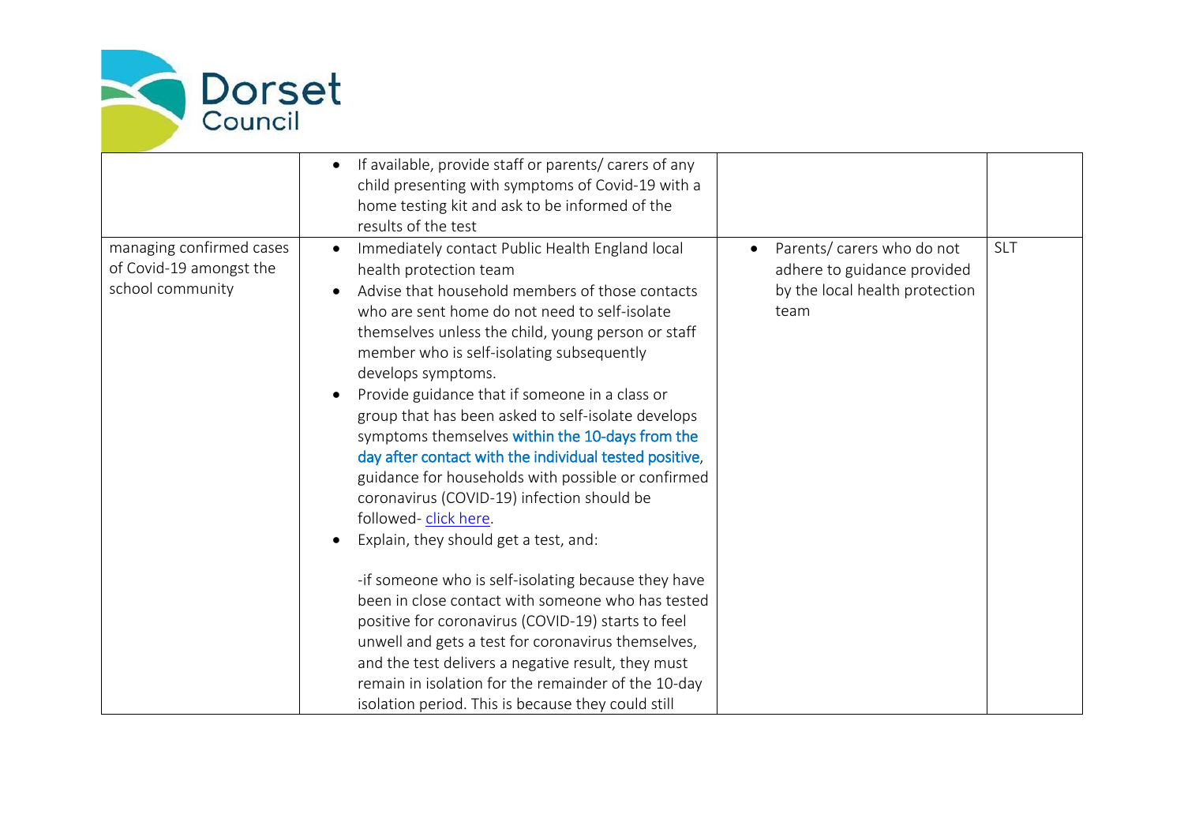|  |  |  |  |
|---|---|---|---|
|  | • If available, provide staff or parents/ carers of any child presenting with symptoms of Covid-19 with a home testing kit and ask to be informed of the results of the test |  |  |
| managing confirmed cases of Covid-19 amongst the school community | • Immediately contact Public Health England local health protection team<br>• Advise that household members of those contacts who are sent home do not need to self-isolate themselves unless the child, young person or staff member who is self-isolating subsequently develops symptoms.<br>• Provide guidance that if someone in a class or group that has been asked to self-isolate develops symptoms themselves within the 10-days from the day after contact with the individual tested positive, guidance for households with possible or confirmed coronavirus (COVID-19) infection should be followed- [click here](click here).<br>• Explain, they should get a test, and:<br><br>-if someone who is self-isolating because they have been in close contact with someone who has tested positive for coronavirus (COVID-19) starts to feel unwell and gets a test for coronavirus themselves, and the test delivers a negative result, they must remain in isolation for the remainder of the 10-day isolation period. This is because they could still | • Parents/ carers who do not adhere to guidance provided by the local health protection team | SLT |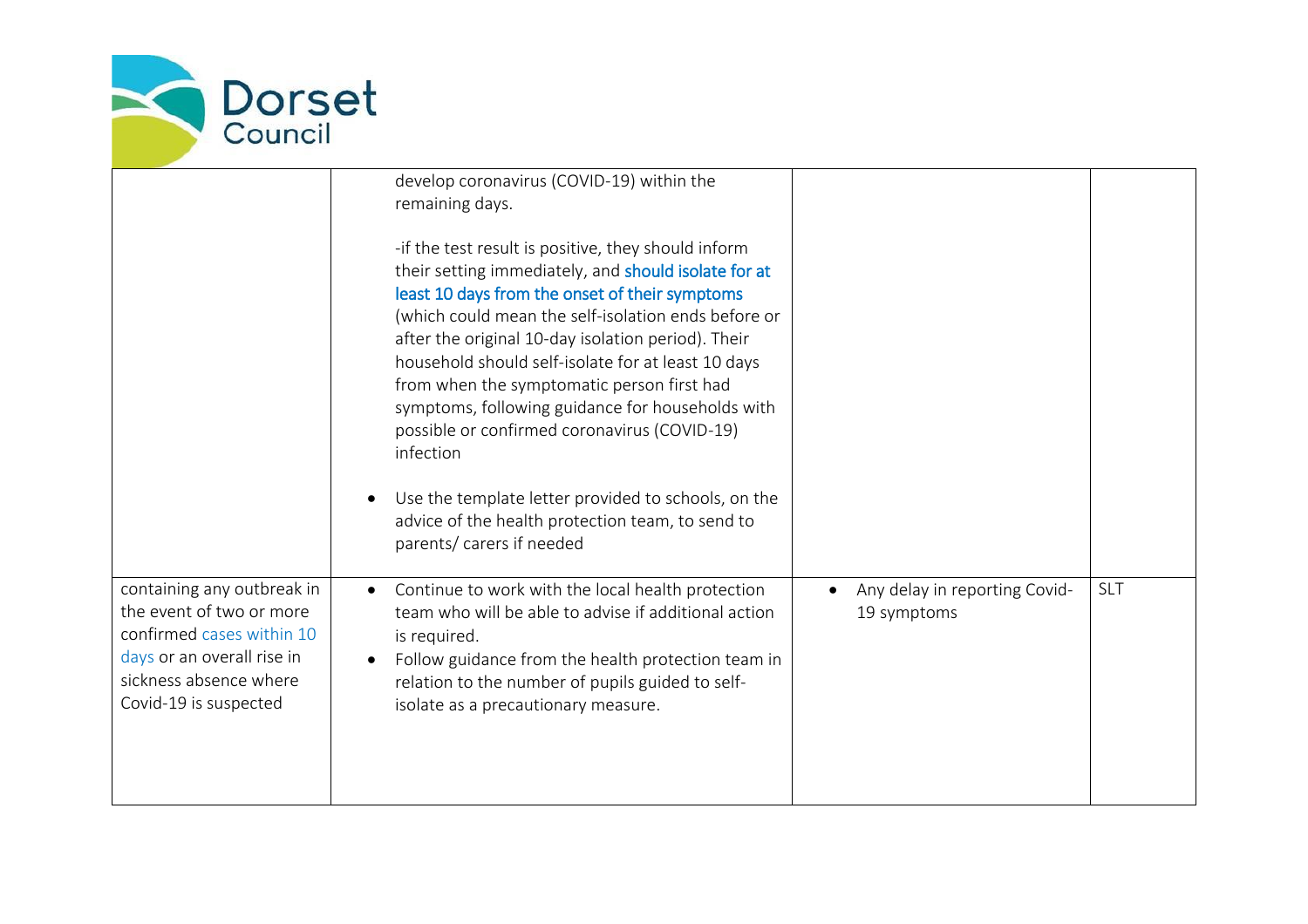| | | | |
|---|---|---|---|
| | develop coronavirus (COVID-19) within the remaining days.<br><br>-if the test result is positive, they should inform their setting immediately, and should isolate for at least 10 days from the onset of their symptoms (which could mean the self-isolation ends before or after the original 10-day isolation period). Their household should self-isolate for at least 10 days from when the symptomatic person first had symptoms, following guidance for households with possible or confirmed coronavirus (COVID-19) infection<br><br>• Use the template letter provided to schools, on the advice of the health protection team, to send to parents/ carers if needed | | |
| containing any outbreak in the event of two or more confirmed cases within 10 days or an overall rise in sickness absence where Covid-19 is suspected | • Continue to work with the local health protection team who will be able to advise if additional action is required.<br>• Follow guidance from the health protection team in relation to the number of pupils guided to self-isolate as a precautionary measure. | • Any delay in reporting Covid-19 symptoms | SLT |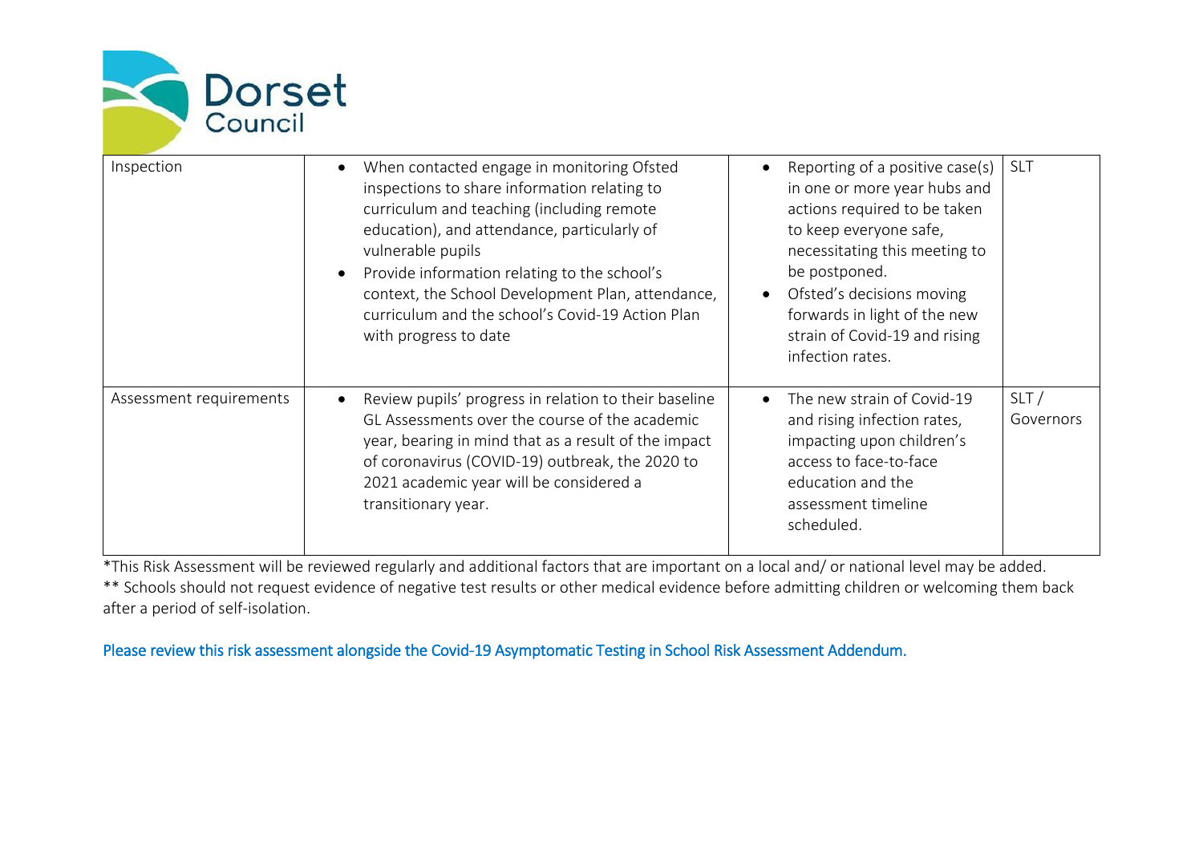| | | | |
|---|---|---|---|
| Inspection | • When contacted engage in monitoring Ofsted inspections to share information relating to curriculum and teaching (including remote education), and attendance, particularly of vulnerable pupils<br>• Provide information relating to the school's context, the School Development Plan, attendance, curriculum and the school's Covid-19 Action Plan with progress to date | • Reporting of a positive case(s) in one or more year hubs and actions required to be taken to keep everyone safe, necessitating this meeting to be postponed.<br>• Ofsted's decisions moving forwards in light of the new strain of Covid-19 and rising infection rates. | SLT |
| Assessment requirements | • Review pupils' progress in relation to their baseline GL Assessments over the course of the academic year, bearing in mind that as a result of the impact of coronavirus (COVID-19) outbreak, the 2020 to 2021 academic year will be considered a transitionary year. | • The new strain of Covid-19 and rising infection rates, impacting upon children's access to face-to-face education and the assessment timeline scheduled. | SLT / Governors |

*This Risk Assessment will be reviewed regularly and additional factors that are important on a local and/ or national level may be added.

** Schools should not request evidence of negative test results or other medical evidence before admitting children or welcoming them back after a period of self-isolation.

Please review this risk assessment alongside the Covid-19 Asymptomatic Testing in School Risk Assessment Addendum.